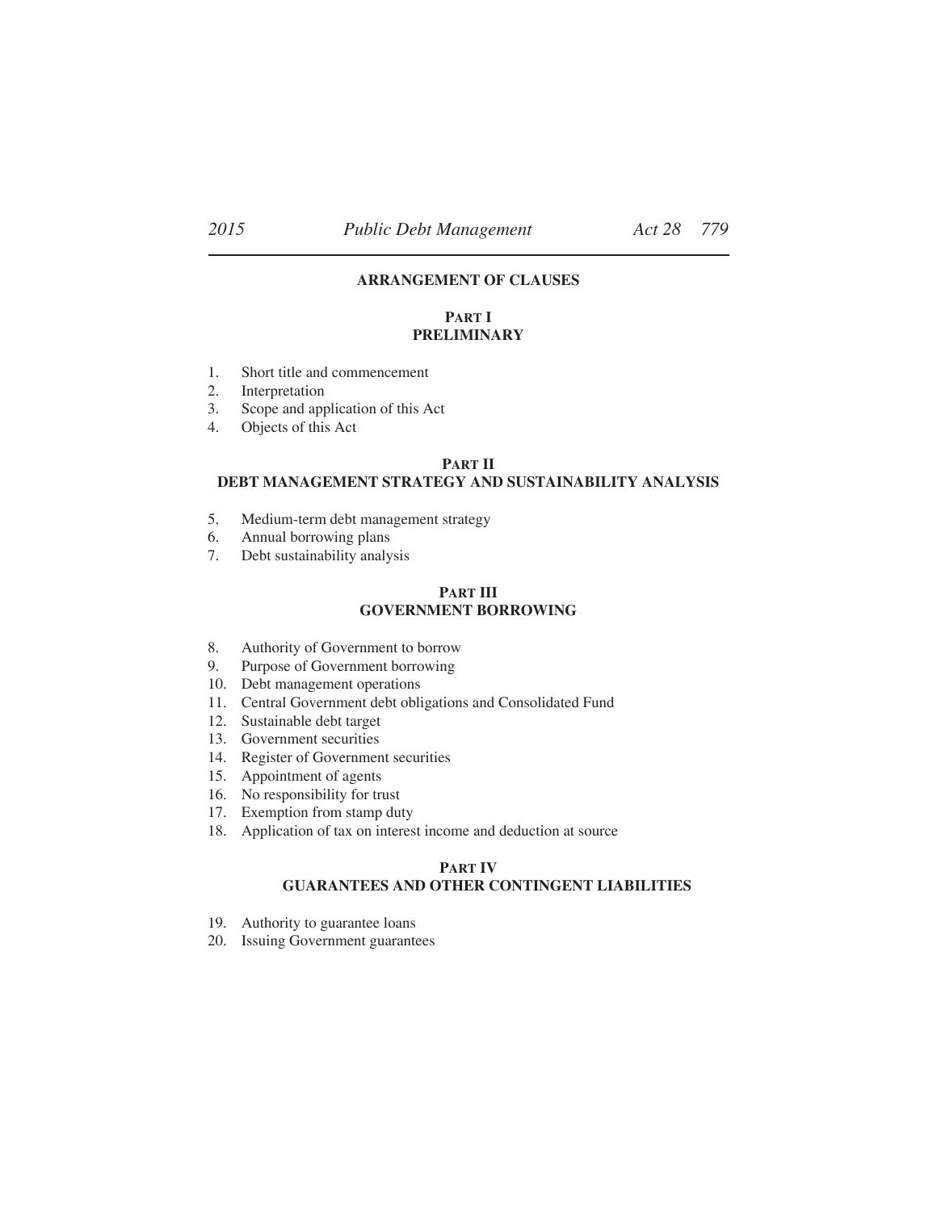## ARRANGEMENT OF CLAUSES

### PART I
### PRELIMINARY

1. Short title and commencement
2. Interpretation
3. Scope and application of this Act
4. Objects of this Act

### PART II
### DEBT MANAGEMENT STRATEGY AND SUSTAINABILITY ANALYSIS

5. Medium-term debt management strategy
6. Annual borrowing plans
7. Debt sustainability analysis

### PART III
### GOVERNMENT BORROWING

8. Authority of Government to borrow
9. Purpose of Government borrowing
10. Debt management operations
11. Central Government debt obligations and Consolidated Fund
12. Sustainable debt target
13. Government securities
14. Register of Government securities
15. Appointment of agents
16. No responsibility for trust
17. Exemption from stamp duty
18. Application of tax on interest income and deduction at source

### PART IV
### GUARANTEES AND OTHER CONTINGENT LIABILITIES

19. Authority to guarantee loans
20. Issuing Government guarantees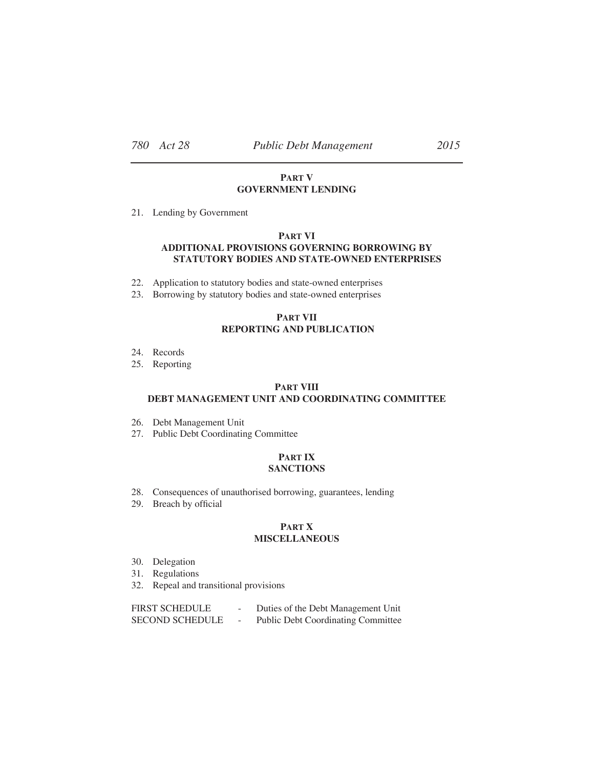## PART V
## GOVERNMENT LENDING

21. Lending by Government

## PART VI
## ADDITIONAL PROVISIONS GOVERNING BORROWING BY STATUTORY BODIES AND STATE-OWNED ENTERPRISES

22. Application to statutory bodies and state-owned enterprises
23. Borrowing by statutory bodies and state-owned enterprises

## PART VII
## REPORTING AND PUBLICATION

24. Records
25. Reporting

## PART VIII
## DEBT MANAGEMENT UNIT AND COORDINATING COMMITTEE

26. Debt Management Unit
27. Public Debt Coordinating Committee

## PART IX
## SANCTIONS

28. Consequences of unauthorised borrowing, guarantees, lending
29. Breach by official

## PART X
## MISCELLANEOUS

30. Delegation
31. Regulations
32. Repeal and transitional provisions

FIRST SCHEDULE - Duties of the Debt Management Unit

SECOND SCHEDULE - Public Debt Coordinating Committee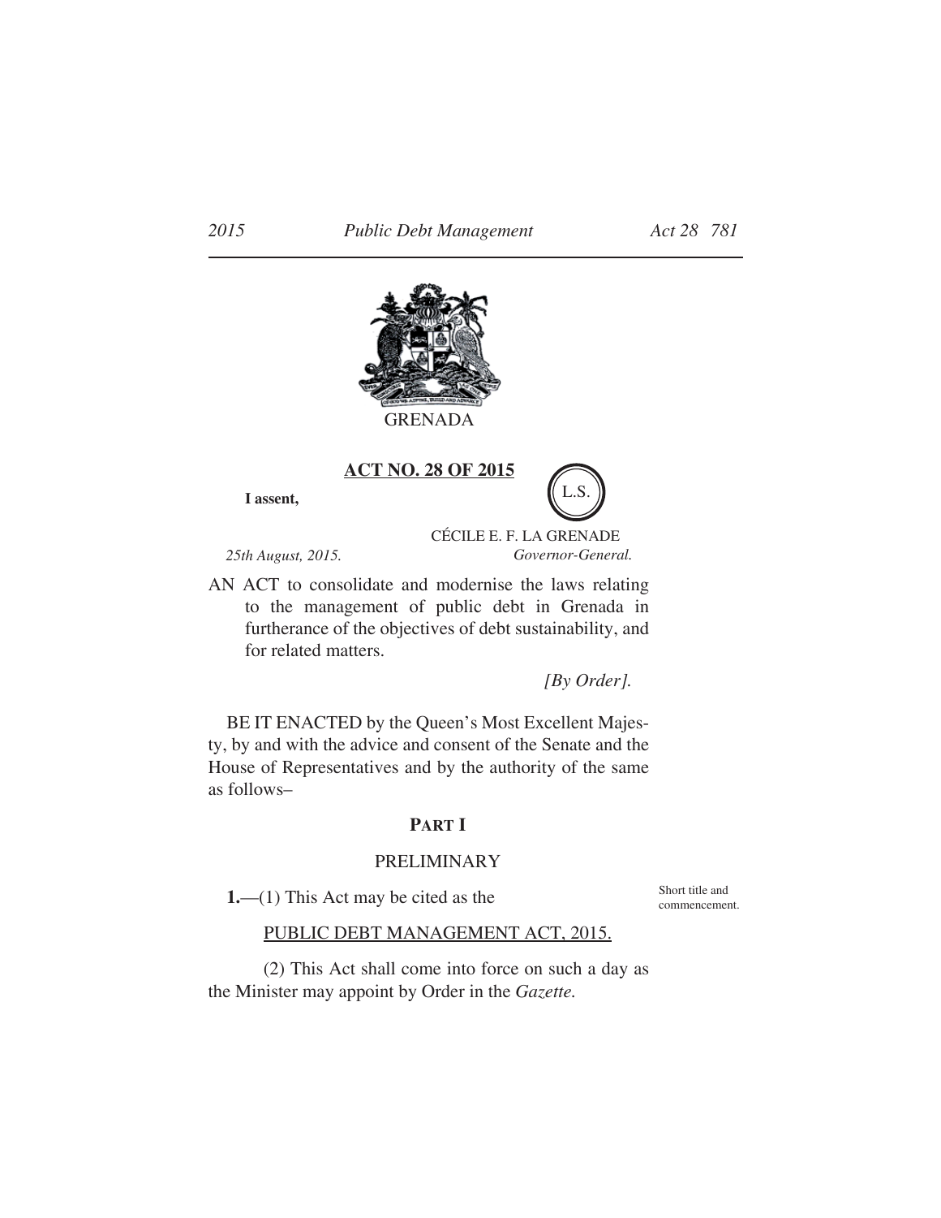GRENADA

**ACT NO. 28 OF 2015**

**I assent,**

L.S.

CÉCILE E. F. LA GRENADE
*Governor-General.*

*25th August, 2015.*

AN ACT to consolidate and modernise the laws relating to the management of public debt in Grenada in furtherance of the objectives of debt sustainability, and for related matters.

*[By Order].*

BE IT ENACTED by the Queen's Most Excellent Majesty, by and with the advice and consent of the Senate and the House of Representatives and by the authority of the same as follows–

## PART I

### PRELIMINARY

Short title and commencement.

**1.**—(1) This Act may be cited as the

PUBLIC DEBT MANAGEMENT ACT, 2015.

(2) This Act shall come into force on such a day as the Minister may appoint by Order in the *Gazette.*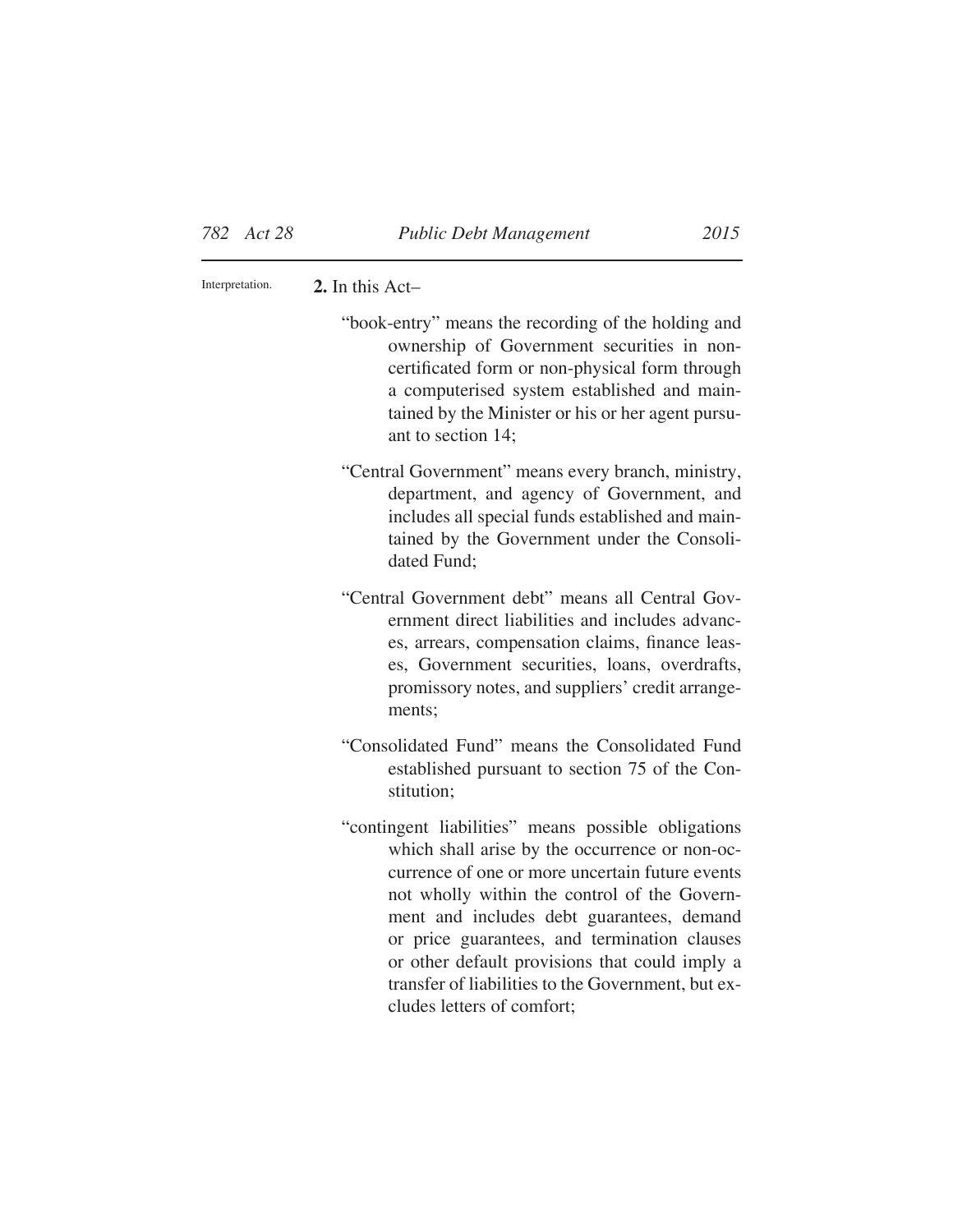Interpretation.

**2.** In this Act–

"book-entry" means the recording of the holding and ownership of Government securities in non-certificated form or non-physical form through a computerised system established and maintained by the Minister or his or her agent pursuant to section 14;

"Central Government" means every branch, ministry, department, and agency of Government, and includes all special funds established and maintained by the Government under the Consolidated Fund;

"Central Government debt" means all Central Government direct liabilities and includes advances, arrears, compensation claims, finance leases, Government securities, loans, overdrafts, promissory notes, and suppliers' credit arrangements;

"Consolidated Fund" means the Consolidated Fund established pursuant to section 75 of the Constitution;

"contingent liabilities" means possible obligations which shall arise by the occurrence or non-occurrence of one or more uncertain future events not wholly within the control of the Government and includes debt guarantees, demand or price guarantees, and termination clauses or other default provisions that could imply a transfer of liabilities to the Government, but excludes letters of comfort;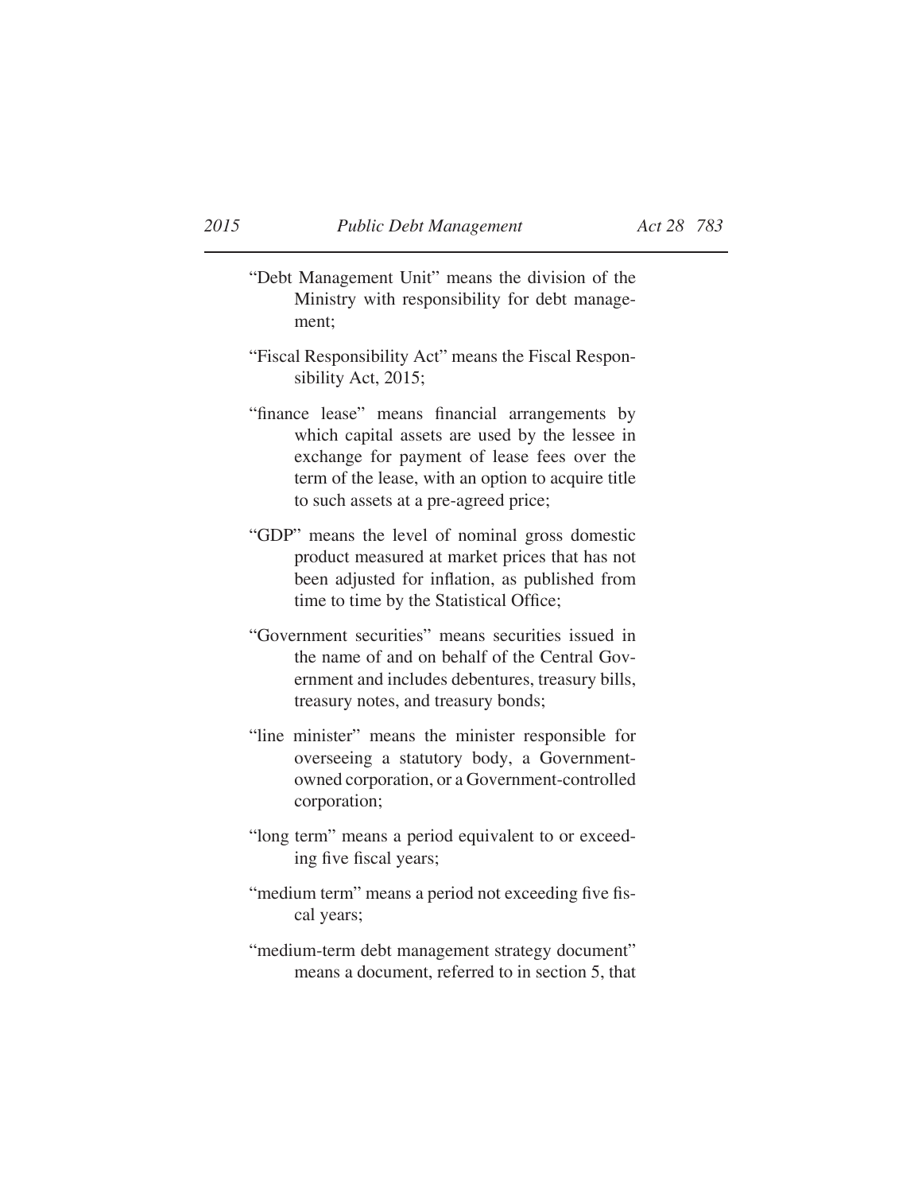"Debt Management Unit" means the division of the Ministry with responsibility for debt management;

"Fiscal Responsibility Act" means the Fiscal Responsibility Act, 2015;

"finance lease" means financial arrangements by which capital assets are used by the lessee in exchange for payment of lease fees over the term of the lease, with an option to acquire title to such assets at a pre-agreed price;

"GDP" means the level of nominal gross domestic product measured at market prices that has not been adjusted for inflation, as published from time to time by the Statistical Office;

"Government securities" means securities issued in the name of and on behalf of the Central Government and includes debentures, treasury bills, treasury notes, and treasury bonds;

"line minister" means the minister responsible for overseeing a statutory body, a Government-owned corporation, or a Government-controlled corporation;

"long term" means a period equivalent to or exceeding five fiscal years;

"medium term" means a period not exceeding five fiscal years;

"medium-term debt management strategy document" means a document, referred to in section 5, that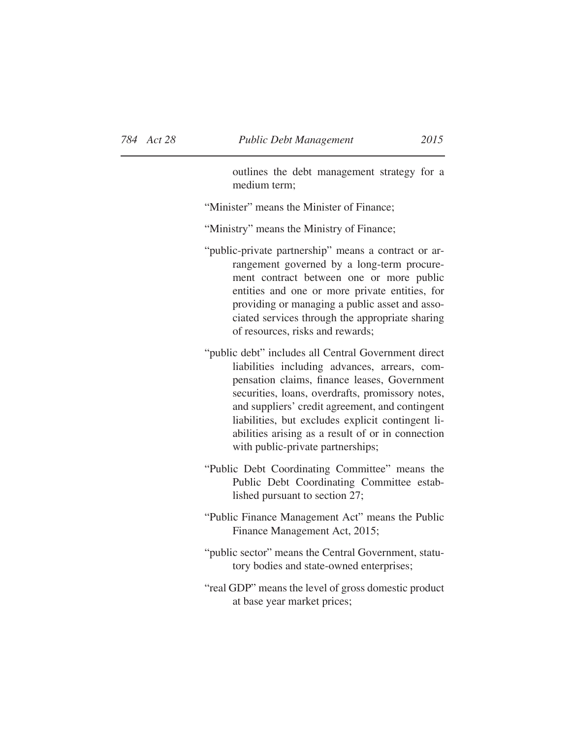outlines the debt management strategy for a medium term;

"Minister" means the Minister of Finance;

"Ministry" means the Ministry of Finance;

"public-private partnership" means a contract or arrangement governed by a long-term procurement contract between one or more public entities and one or more private entities, for providing or managing a public asset and associated services through the appropriate sharing of resources, risks and rewards;

"public debt" includes all Central Government direct liabilities including advances, arrears, compensation claims, finance leases, Government securities, loans, overdrafts, promissory notes, and suppliers' credit agreement, and contingent liabilities, but excludes explicit contingent liabilities arising as a result of or in connection with public-private partnerships;

"Public Debt Coordinating Committee" means the Public Debt Coordinating Committee established pursuant to section 27;

"Public Finance Management Act" means the Public Finance Management Act, 2015;

"public sector" means the Central Government, statutory bodies and state-owned enterprises;

"real GDP" means the level of gross domestic product at base year market prices;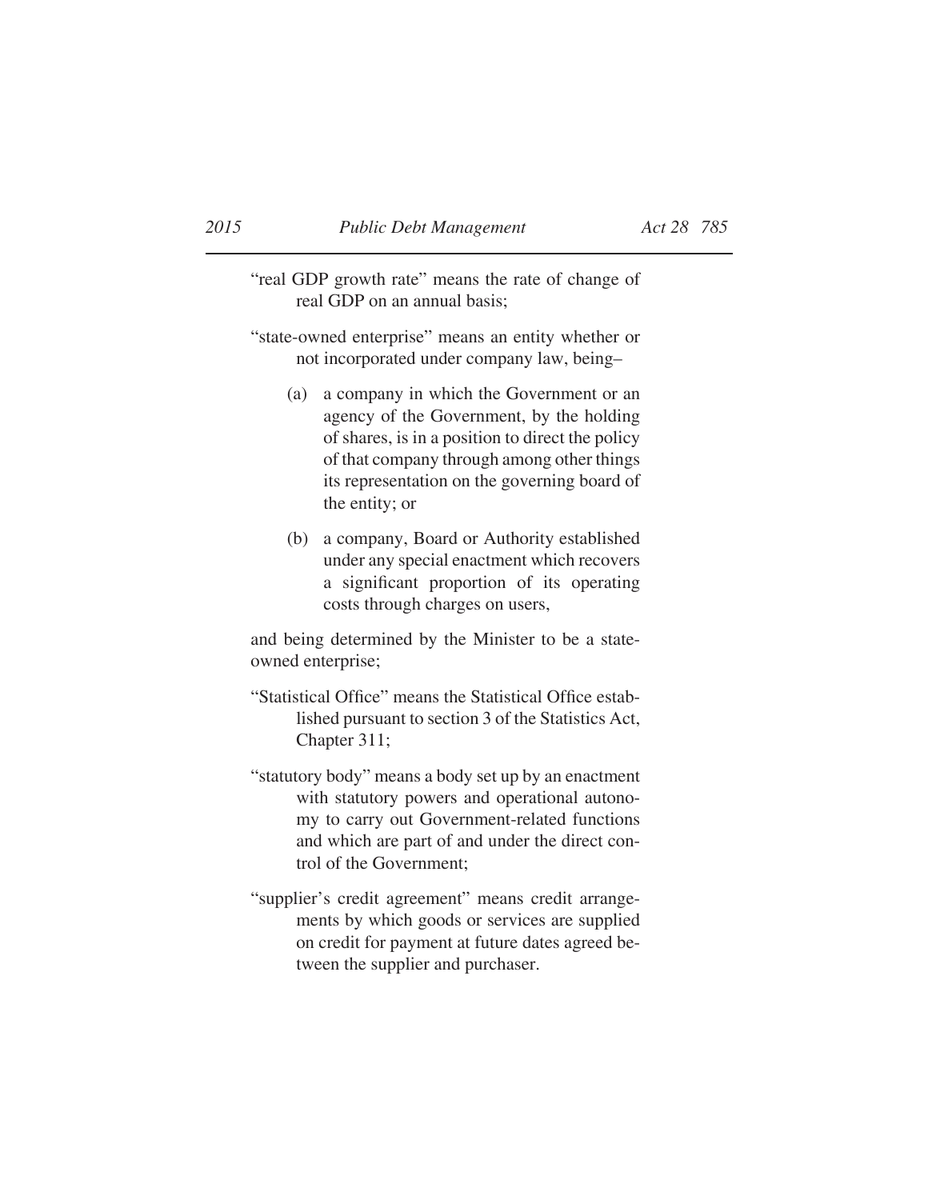"real GDP growth rate" means the rate of change of real GDP on an annual basis;

"state-owned enterprise" means an entity whether or not incorporated under company law, being–

(a) a company in which the Government or an agency of the Government, by the holding of shares, is in a position to direct the policy of that company through among other things its representation on the governing board of the entity; or

(b) a company, Board or Authority established under any special enactment which recovers a significant proportion of its operating costs through charges on users,

and being determined by the Minister to be a state-owned enterprise;

"Statistical Office" means the Statistical Office established pursuant to section 3 of the Statistics Act, Chapter 311;

"statutory body" means a body set up by an enactment with statutory powers and operational autonomy to carry out Government-related functions and which are part of and under the direct control of the Government;

"supplier's credit agreement" means credit arrangements by which goods or services are supplied on credit for payment at future dates agreed between the supplier and purchaser.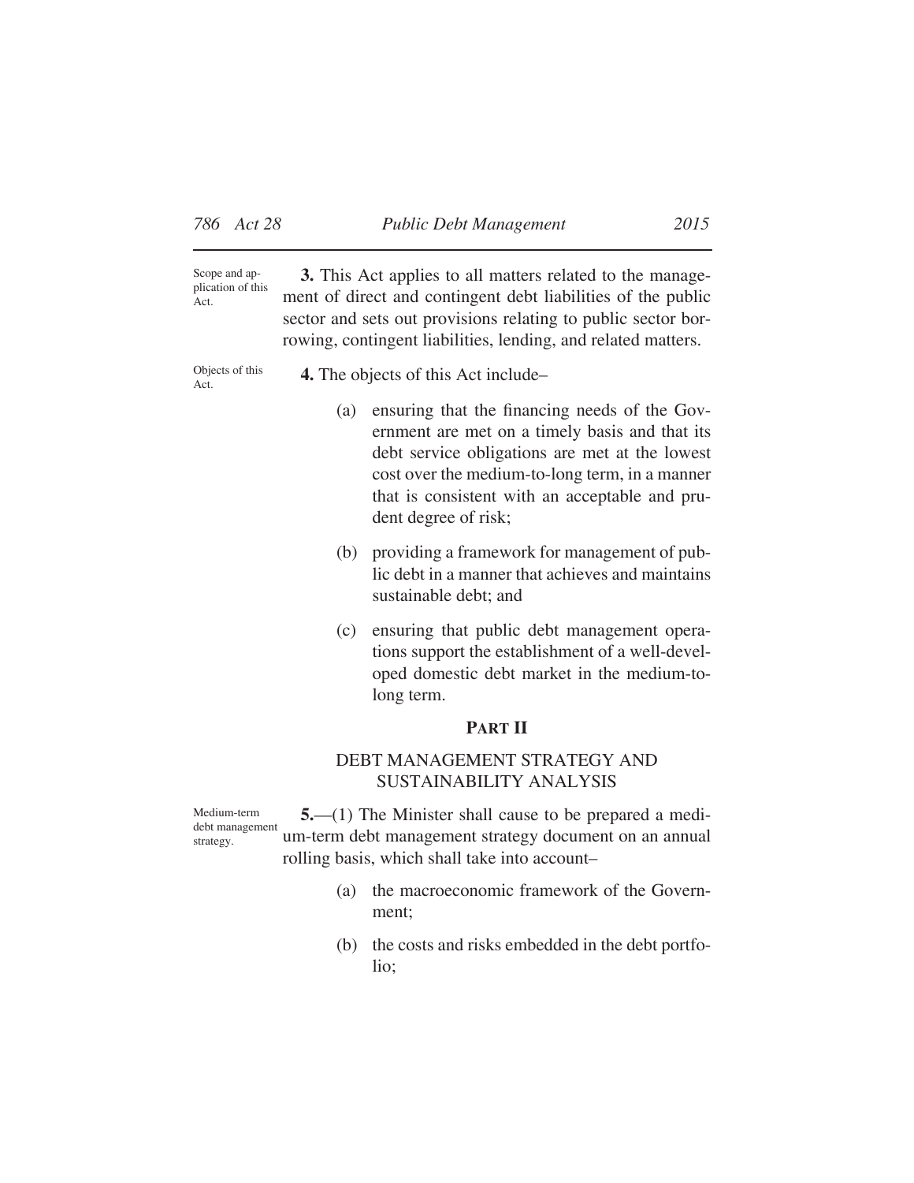Scope and application of this Act.

**3.** This Act applies to all matters related to the management of direct and contingent debt liabilities of the public sector and sets out provisions relating to public sector borrowing, contingent liabilities, lending, and related matters.

Objects of this Act.

**4.** The objects of this Act include–

(a) ensuring that the financing needs of the Government are met on a timely basis and that its debt service obligations are met at the lowest cost over the medium-to-long term, in a manner that is consistent with an acceptable and prudent degree of risk;

(b) providing a framework for management of public debt in a manner that achieves and maintains sustainable debt; and

(c) ensuring that public debt management operations support the establishment of a well-developed domestic debt market in the medium-to-long term.

## PART II

### DEBT MANAGEMENT STRATEGY AND SUSTAINABILITY ANALYSIS

Medium-term debt management strategy.

**5.**—(1) The Minister shall cause to be prepared a medium-term debt management strategy document on an annual rolling basis, which shall take into account–

(a) the macroeconomic framework of the Government;

(b) the costs and risks embedded in the debt portfolio;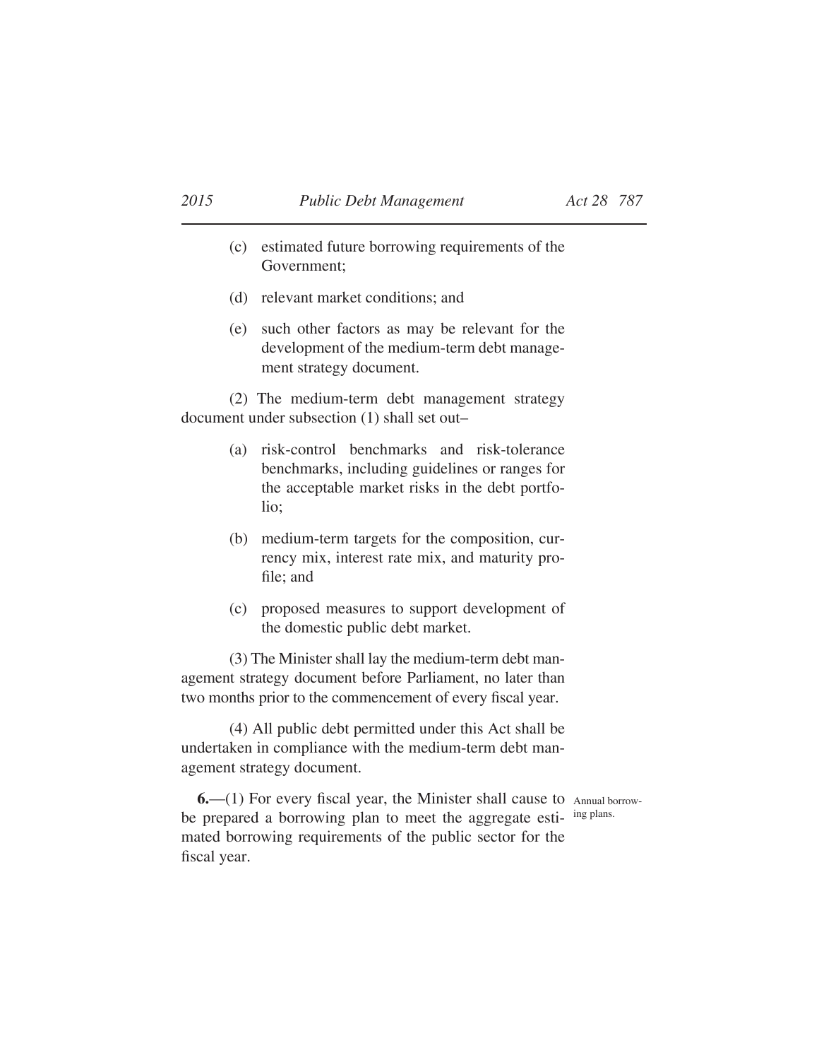(c) estimated future borrowing requirements of the Government;

(d) relevant market conditions; and

(e) such other factors as may be relevant for the development of the medium-term debt management strategy document.

(2) The medium-term debt management strategy document under subsection (1) shall set out–

(a) risk-control benchmarks and risk-tolerance benchmarks, including guidelines or ranges for the acceptable market risks in the debt portfolio;

(b) medium-term targets for the composition, currency mix, interest rate mix, and maturity profile; and

(c) proposed measures to support development of the domestic public debt market.

(3) The Minister shall lay the medium-term debt management strategy document before Parliament, no later than two months prior to the commencement of every fiscal year.

(4) All public debt permitted under this Act shall be undertaken in compliance with the medium-term debt management strategy document.

Annual borrowing plans.

**6.**—(1) For every fiscal year, the Minister shall cause to be prepared a borrowing plan to meet the aggregate estimated borrowing requirements of the public sector for the fiscal year.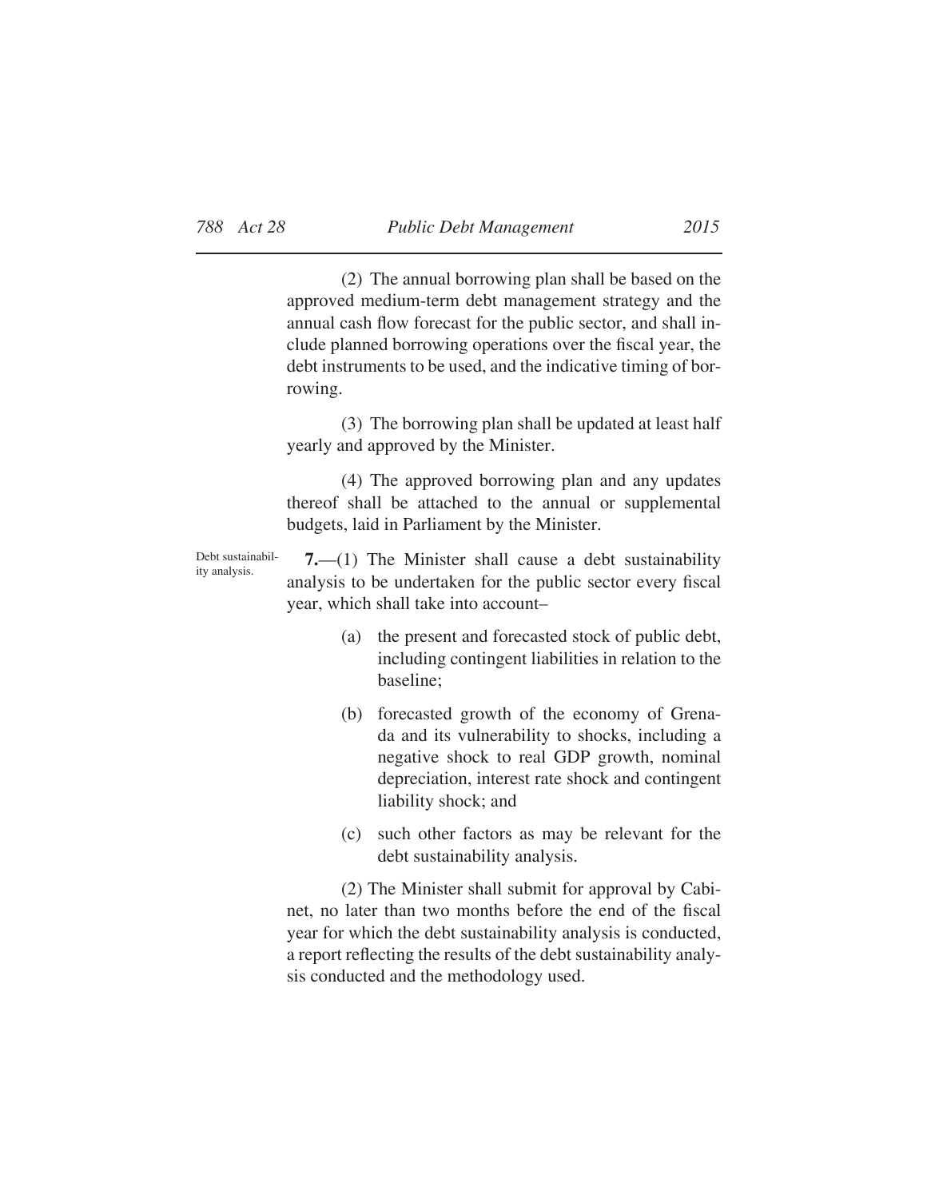(2) The annual borrowing plan shall be based on the approved medium-term debt management strategy and the annual cash flow forecast for the public sector, and shall include planned borrowing operations over the fiscal year, the debt instruments to be used, and the indicative timing of borrowing.

(3) The borrowing plan shall be updated at least half yearly and approved by the Minister.

(4) The approved borrowing plan and any updates thereof shall be attached to the annual or supplemental budgets, laid in Parliament by the Minister.

Debt sustainability analysis.

**7.**—(1) The Minister shall cause a debt sustainability analysis to be undertaken for the public sector every fiscal year, which shall take into account–

(a) the present and forecasted stock of public debt, including contingent liabilities in relation to the baseline;

(b) forecasted growth of the economy of Grenada and its vulnerability to shocks, including a negative shock to real GDP growth, nominal depreciation, interest rate shock and contingent liability shock; and

(c) such other factors as may be relevant for the debt sustainability analysis.

(2) The Minister shall submit for approval by Cabinet, no later than two months before the end of the fiscal year for which the debt sustainability analysis is conducted, a report reflecting the results of the debt sustainability analysis conducted and the methodology used.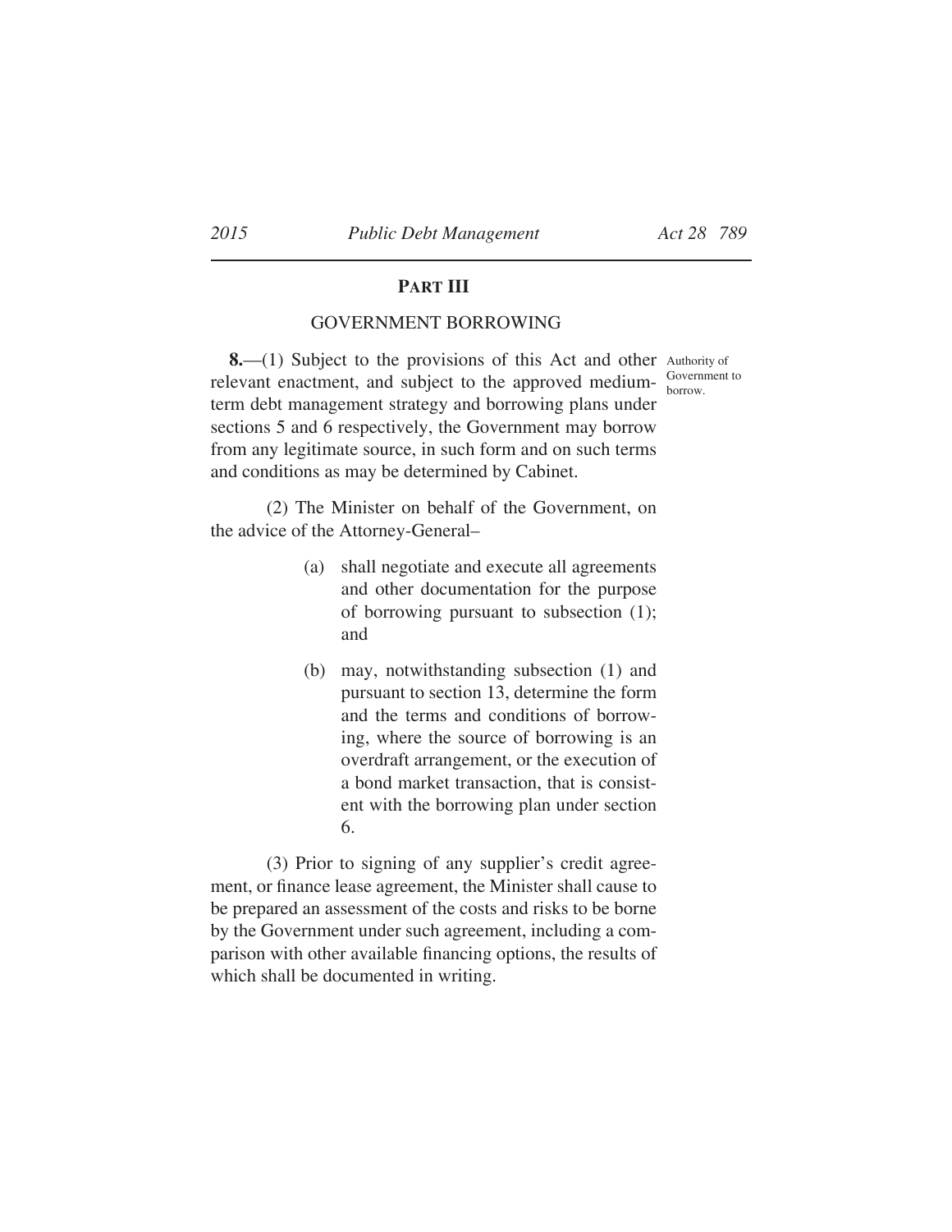## PART III

### GOVERNMENT BORROWING

Authority of Government to borrow.

**8.**—(1) Subject to the provisions of this Act and other relevant enactment, and subject to the approved medium-term debt management strategy and borrowing plans under sections 5 and 6 respectively, the Government may borrow from any legitimate source, in such form and on such terms and conditions as may be determined by Cabinet.

(2) The Minister on behalf of the Government, on the advice of the Attorney-General–

(a) shall negotiate and execute all agreements and other documentation for the purpose of borrowing pursuant to subsection (1); and

(b) may, notwithstanding subsection (1) and pursuant to section 13, determine the form and the terms and conditions of borrowing, where the source of borrowing is an overdraft arrangement, or the execution of a bond market transaction, that is consistent with the borrowing plan under section 6.

(3) Prior to signing of any supplier's credit agreement, or finance lease agreement, the Minister shall cause to be prepared an assessment of the costs and risks to be borne by the Government under such agreement, including a comparison with other available financing options, the results of which shall be documented in writing.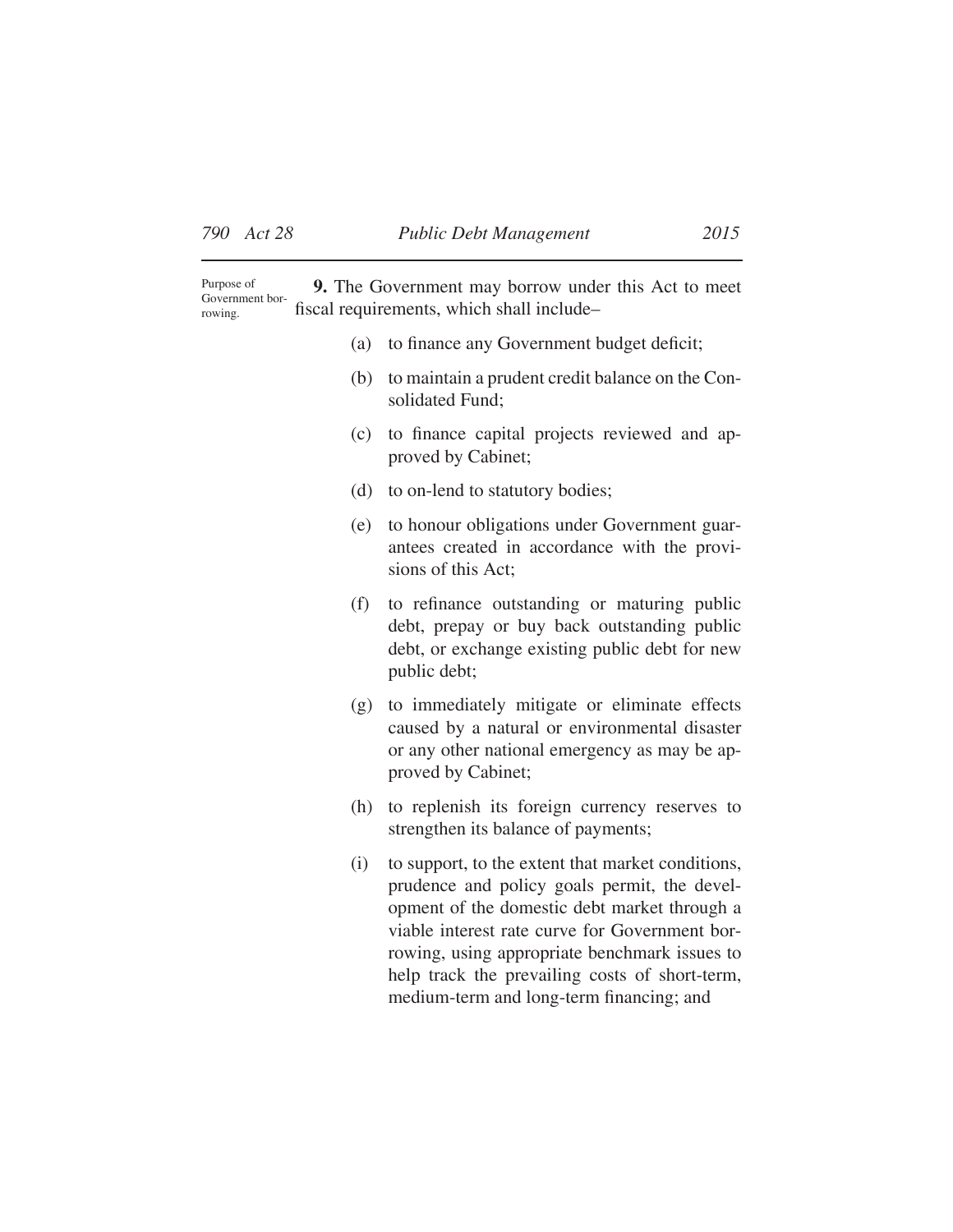Purpose of Government borrowing.

**9.** The Government may borrow under this Act to meet fiscal requirements, which shall include–

(a) to finance any Government budget deficit;

(b) to maintain a prudent credit balance on the Consolidated Fund;

(c) to finance capital projects reviewed and approved by Cabinet;

(d) to on-lend to statutory bodies;

(e) to honour obligations under Government guarantees created in accordance with the provisions of this Act;

(f) to refinance outstanding or maturing public debt, prepay or buy back outstanding public debt, or exchange existing public debt for new public debt;

(g) to immediately mitigate or eliminate effects caused by a natural or environmental disaster or any other national emergency as may be approved by Cabinet;

(h) to replenish its foreign currency reserves to strengthen its balance of payments;

(i) to support, to the extent that market conditions, prudence and policy goals permit, the development of the domestic debt market through a viable interest rate curve for Government borrowing, using appropriate benchmark issues to help track the prevailing costs of short-term, medium-term and long-term financing; and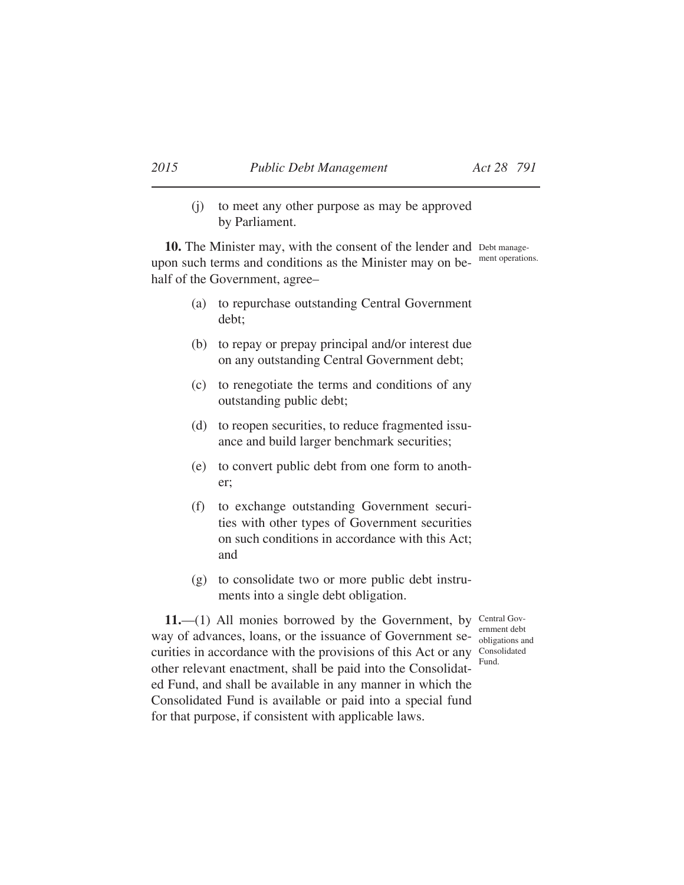(j) to meet any other purpose as may be approved by Parliament.

**10.** The Minister may, with the consent of the lender and upon such terms and conditions as the Minister may on behalf of the Government, agree–

Debt management operations.

(a) to repurchase outstanding Central Government debt;

(b) to repay or prepay principal and/or interest due on any outstanding Central Government debt;

(c) to renegotiate the terms and conditions of any outstanding public debt;

(d) to reopen securities, to reduce fragmented issuance and build larger benchmark securities;

(e) to convert public debt from one form to another;

(f) to exchange outstanding Government securities with other types of Government securities on such conditions in accordance with this Act; and

(g) to consolidate two or more public debt instruments into a single debt obligation.

**11.**—(1) All monies borrowed by the Government, by way of advances, loans, or the issuance of Government securities in accordance with the provisions of this Act or any other relevant enactment, shall be paid into the Consolidated Fund, and shall be available in any manner in which the Consolidated Fund is available or paid into a special fund for that purpose, if consistent with applicable laws.

Central Government debt obligations and Consolidated Fund.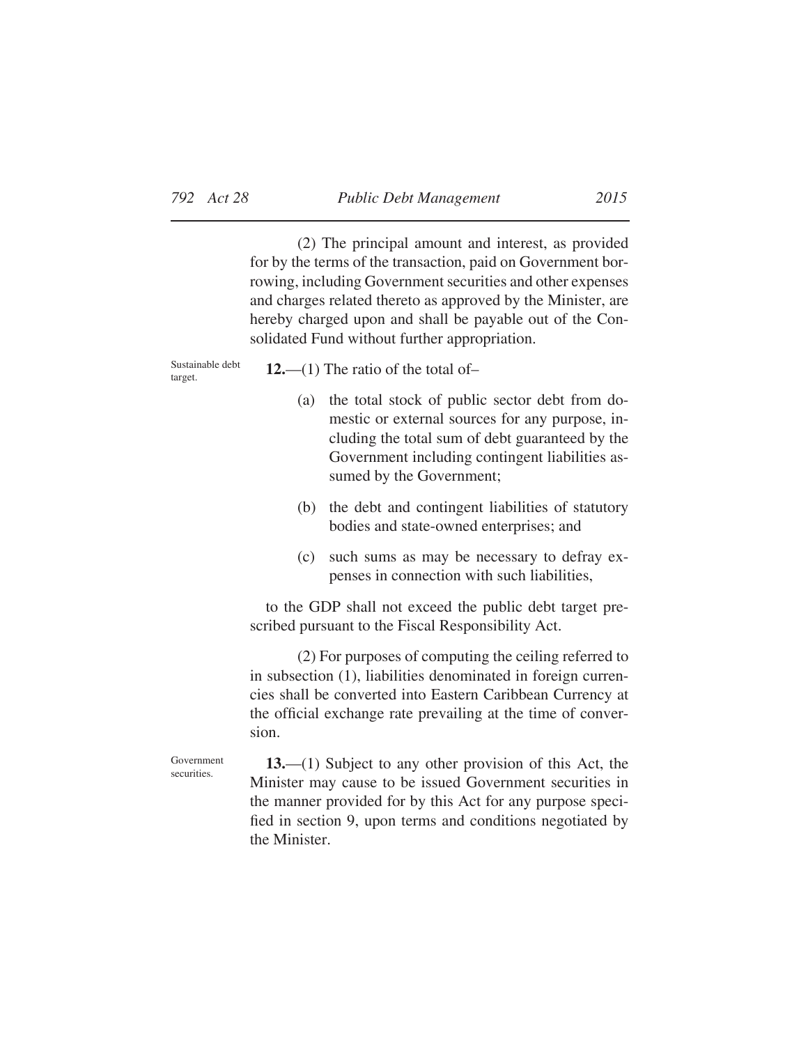(2) The principal amount and interest, as provided for by the terms of the transaction, paid on Government borrowing, including Government securities and other expenses and charges related thereto as approved by the Minister, are hereby charged upon and shall be payable out of the Consolidated Fund without further appropriation.

Sustainable debt target.

**12.**—(1) The ratio of the total of–

(a) the total stock of public sector debt from domestic or external sources for any purpose, including the total sum of debt guaranteed by the Government including contingent liabilities assumed by the Government;

(b) the debt and contingent liabilities of statutory bodies and state-owned enterprises; and

(c) such sums as may be necessary to defray expenses in connection with such liabilities,

to the GDP shall not exceed the public debt target prescribed pursuant to the Fiscal Responsibility Act.

(2) For purposes of computing the ceiling referred to in subsection (1), liabilities denominated in foreign currencies shall be converted into Eastern Caribbean Currency at the official exchange rate prevailing at the time of conversion.

Government securities.

**13.**—(1) Subject to any other provision of this Act, the Minister may cause to be issued Government securities in the manner provided for by this Act for any purpose specified in section 9, upon terms and conditions negotiated by the Minister.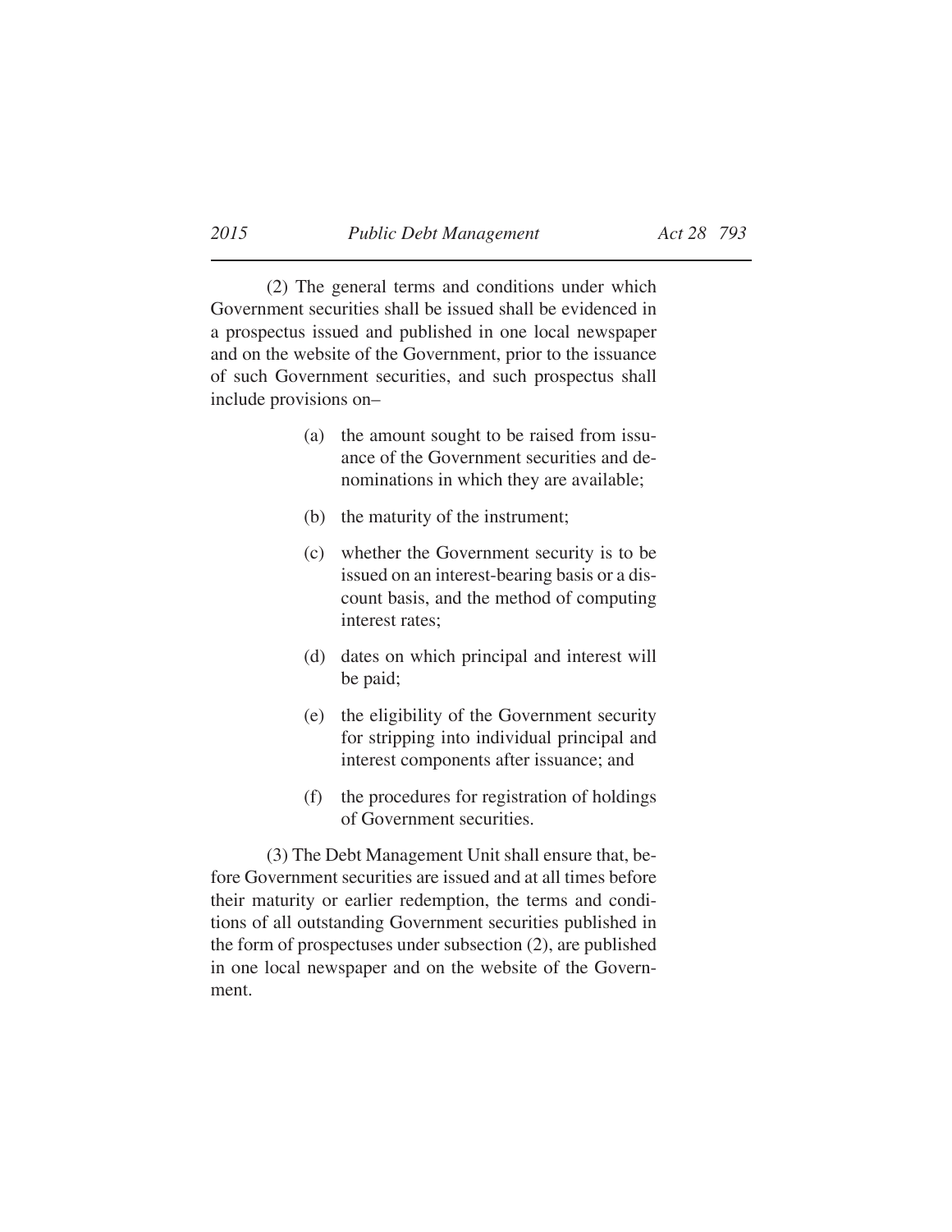(2) The general terms and conditions under which Government securities shall be issued shall be evidenced in a prospectus issued and published in one local newspaper and on the website of the Government, prior to the issuance of such Government securities, and such prospectus shall include provisions on–

(a) the amount sought to be raised from issuance of the Government securities and denominations in which they are available;

(b) the maturity of the instrument;

(c) whether the Government security is to be issued on an interest-bearing basis or a discount basis, and the method of computing interest rates;

(d) dates on which principal and interest will be paid;

(e) the eligibility of the Government security for stripping into individual principal and interest components after issuance; and

(f) the procedures for registration of holdings of Government securities.

(3) The Debt Management Unit shall ensure that, before Government securities are issued and at all times before their maturity or earlier redemption, the terms and conditions of all outstanding Government securities published in the form of prospectuses under subsection (2), are published in one local newspaper and on the website of the Government.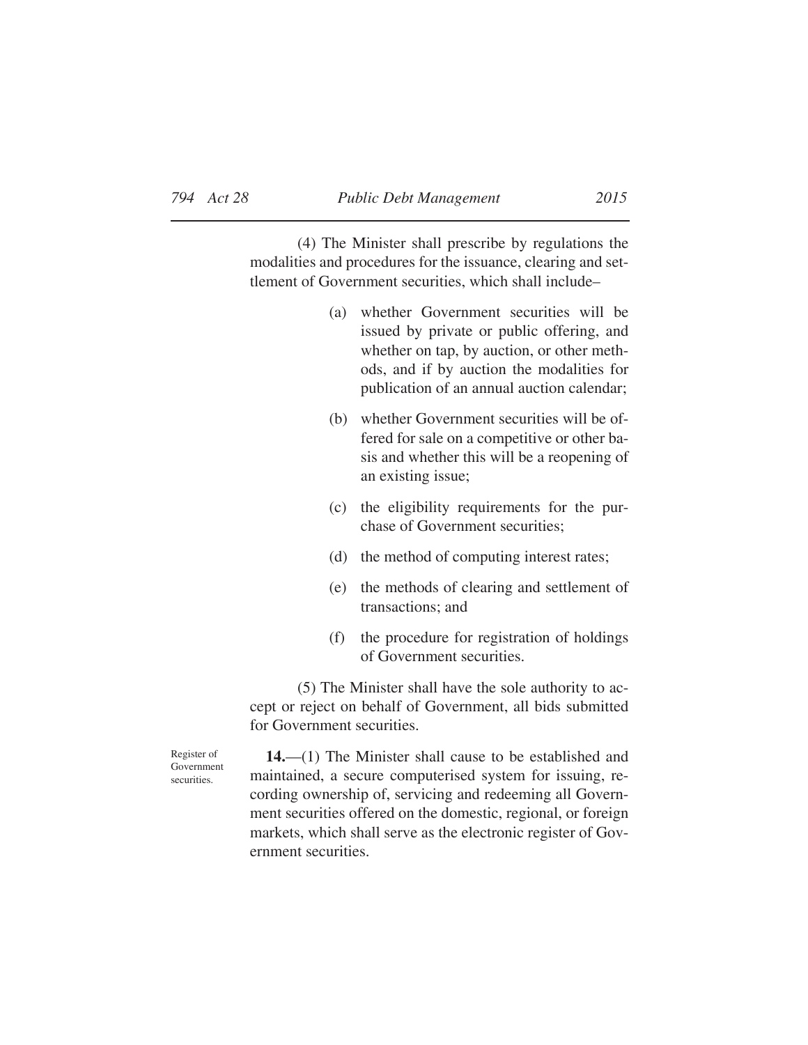(4) The Minister shall prescribe by regulations the modalities and procedures for the issuance, clearing and settlement of Government securities, which shall include–

(a) whether Government securities will be issued by private or public offering, and whether on tap, by auction, or other methods, and if by auction the modalities for publication of an annual auction calendar;

(b) whether Government securities will be offered for sale on a competitive or other basis and whether this will be a reopening of an existing issue;

(c) the eligibility requirements for the purchase of Government securities;

(d) the method of computing interest rates;

(e) the methods of clearing and settlement of transactions; and

(f) the procedure for registration of holdings of Government securities.

(5) The Minister shall have the sole authority to accept or reject on behalf of Government, all bids submitted for Government securities.

Register of Government securities.

**14.**—(1) The Minister shall cause to be established and maintained, a secure computerised system for issuing, recording ownership of, servicing and redeeming all Government securities offered on the domestic, regional, or foreign markets, which shall serve as the electronic register of Government securities.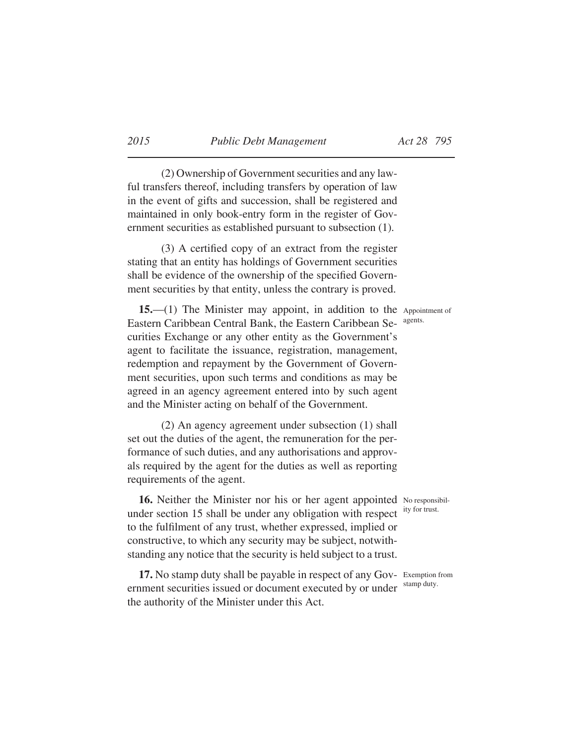(2) Ownership of Government securities and any lawful transfers thereof, including transfers by operation of law in the event of gifts and succession, shall be registered and maintained in only book-entry form in the register of Government securities as established pursuant to subsection (1).

(3) A certified copy of an extract from the register stating that an entity has holdings of Government securities shall be evidence of the ownership of the specified Government securities by that entity, unless the contrary is proved.

*Appointment of agents.*

**15.**—(1) The Minister may appoint, in addition to the Eastern Caribbean Central Bank, the Eastern Caribbean Securities Exchange or any other entity as the Government's agent to facilitate the issuance, registration, management, redemption and repayment by the Government of Government securities, upon such terms and conditions as may be agreed in an agency agreement entered into by such agent and the Minister acting on behalf of the Government.

(2) An agency agreement under subsection (1) shall set out the duties of the agent, the remuneration for the performance of such duties, and any authorisations and approvals required by the agent for the duties as well as reporting requirements of the agent.

*No responsibility for trust.*

**16.** Neither the Minister nor his or her agent appointed under section 15 shall be under any obligation with respect to the fulfilment of any trust, whether expressed, implied or constructive, to which any security may be subject, notwithstanding any notice that the security is held subject to a trust.

*Exemption from stamp duty.*

**17.** No stamp duty shall be payable in respect of any Government securities issued or document executed by or under the authority of the Minister under this Act.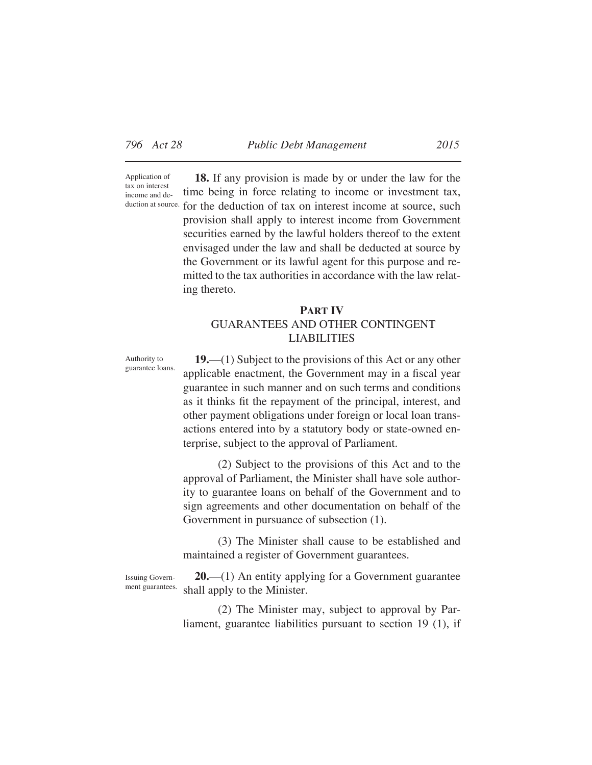Application of tax on interest income and deduction at source.

**18.** If any provision is made by or under the law for the time being in force relating to income or investment tax, for the deduction of tax on interest income at source, such provision shall apply to interest income from Government securities earned by the lawful holders thereof to the extent envisaged under the law and shall be deducted at source by the Government or its lawful agent for this purpose and remitted to the tax authorities in accordance with the law relating thereto.

## PART IV
## GUARANTEES AND OTHER CONTINGENT LIABILITIES

Authority to guarantee loans.

**19.**—(1) Subject to the provisions of this Act or any other applicable enactment, the Government may in a fiscal year guarantee in such manner and on such terms and conditions as it thinks fit the repayment of the principal, interest, and other payment obligations under foreign or local loan transactions entered into by a statutory body or state-owned enterprise, subject to the approval of Parliament.

(2) Subject to the provisions of this Act and to the approval of Parliament, the Minister shall have sole authority to guarantee loans on behalf of the Government and to sign agreements and other documentation on behalf of the Government in pursuance of subsection (1).

(3) The Minister shall cause to be established and maintained a register of Government guarantees.

Issuing Government guarantees.

**20.**—(1) An entity applying for a Government guarantee shall apply to the Minister.

(2) The Minister may, subject to approval by Parliament, guarantee liabilities pursuant to section 19 (1), if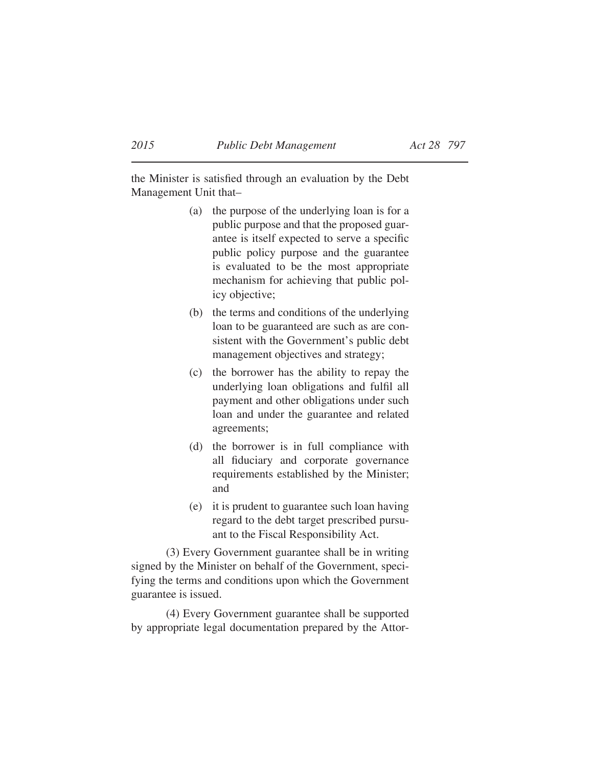the Minister is satisfied through an evaluation by the Debt Management Unit that–

(a) the purpose of the underlying loan is for a public purpose and that the proposed guarantee is itself expected to serve a specific public policy purpose and the guarantee is evaluated to be the most appropriate mechanism for achieving that public policy objective;

(b) the terms and conditions of the underlying loan to be guaranteed are such as are consistent with the Government's public debt management objectives and strategy;

(c) the borrower has the ability to repay the underlying loan obligations and fulfil all payment and other obligations under such loan and under the guarantee and related agreements;

(d) the borrower is in full compliance with all fiduciary and corporate governance requirements established by the Minister; and

(e) it is prudent to guarantee such loan having regard to the debt target prescribed pursuant to the Fiscal Responsibility Act.

(3) Every Government guarantee shall be in writing signed by the Minister on behalf of the Government, specifying the terms and conditions upon which the Government guarantee is issued.

(4) Every Government guarantee shall be supported by appropriate legal documentation prepared by the Attor-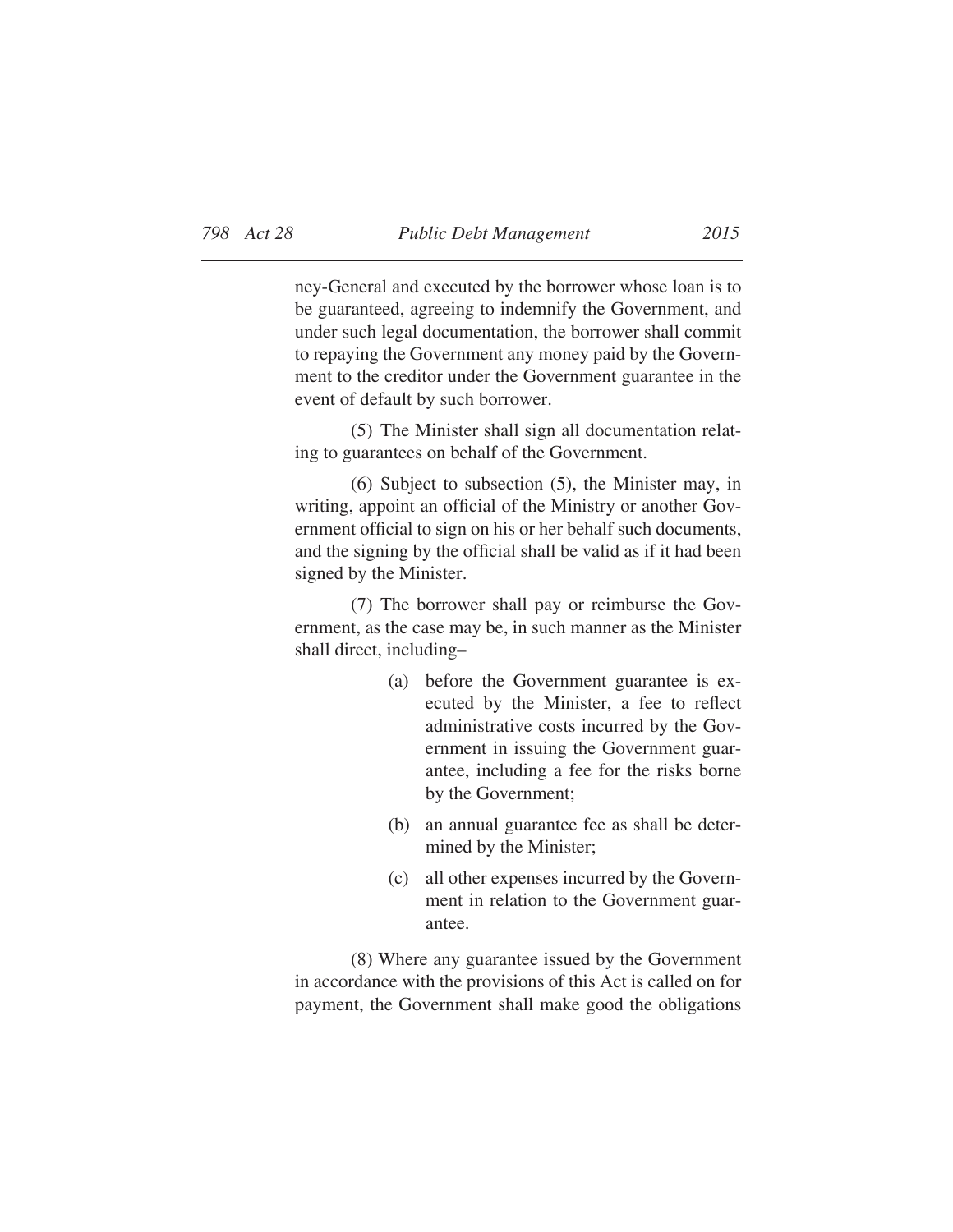ney-General and executed by the borrower whose loan is to be guaranteed, agreeing to indemnify the Government, and under such legal documentation, the borrower shall commit to repaying the Government any money paid by the Government to the creditor under the Government guarantee in the event of default by such borrower.

(5) The Minister shall sign all documentation relating to guarantees on behalf of the Government.

(6) Subject to subsection (5), the Minister may, in writing, appoint an official of the Ministry or another Government official to sign on his or her behalf such documents, and the signing by the official shall be valid as if it had been signed by the Minister.

(7) The borrower shall pay or reimburse the Government, as the case may be, in such manner as the Minister shall direct, including–

- (a) before the Government guarantee is executed by the Minister, a fee to reflect administrative costs incurred by the Government in issuing the Government guarantee, including a fee for the risks borne by the Government;
- (b) an annual guarantee fee as shall be determined by the Minister;
- (c) all other expenses incurred by the Government in relation to the Government guarantee.

(8) Where any guarantee issued by the Government in accordance with the provisions of this Act is called on for payment, the Government shall make good the obligations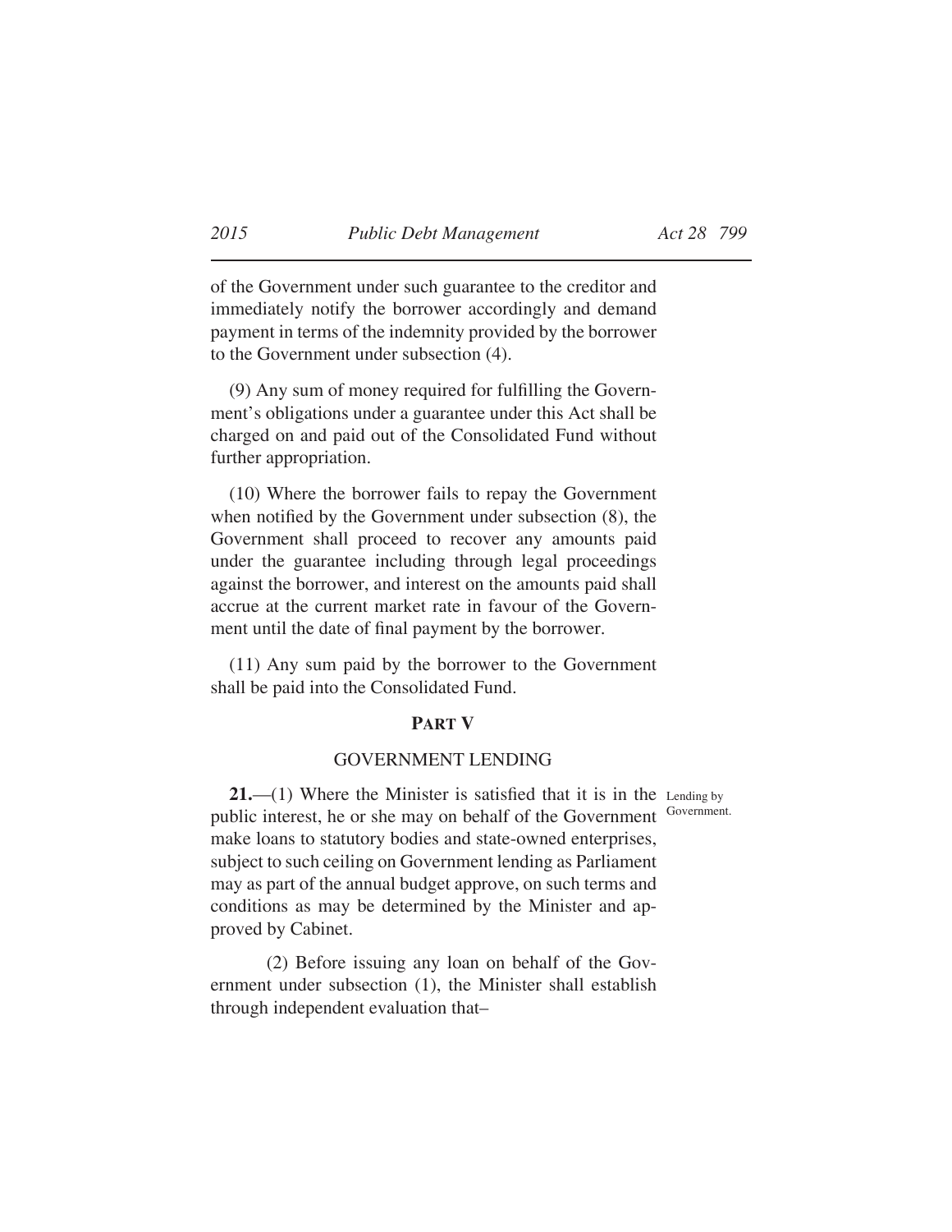of the Government under such guarantee to the creditor and immediately notify the borrower accordingly and demand payment in terms of the indemnity provided by the borrower to the Government under subsection (4).

(9) Any sum of money required for fulfilling the Government's obligations under a guarantee under this Act shall be charged on and paid out of the Consolidated Fund without further appropriation.

(10) Where the borrower fails to repay the Government when notified by the Government under subsection (8), the Government shall proceed to recover any amounts paid under the guarantee including through legal proceedings against the borrower, and interest on the amounts paid shall accrue at the current market rate in favour of the Government until the date of final payment by the borrower.

(11) Any sum paid by the borrower to the Government shall be paid into the Consolidated Fund.

## PART V

## GOVERNMENT LENDING

Lending by Government.

**21.**—(1) Where the Minister is satisfied that it is in the public interest, he or she may on behalf of the Government make loans to statutory bodies and state-owned enterprises, subject to such ceiling on Government lending as Parliament may as part of the annual budget approve, on such terms and conditions as may be determined by the Minister and approved by Cabinet.

(2) Before issuing any loan on behalf of the Government under subsection (1), the Minister shall establish through independent evaluation that–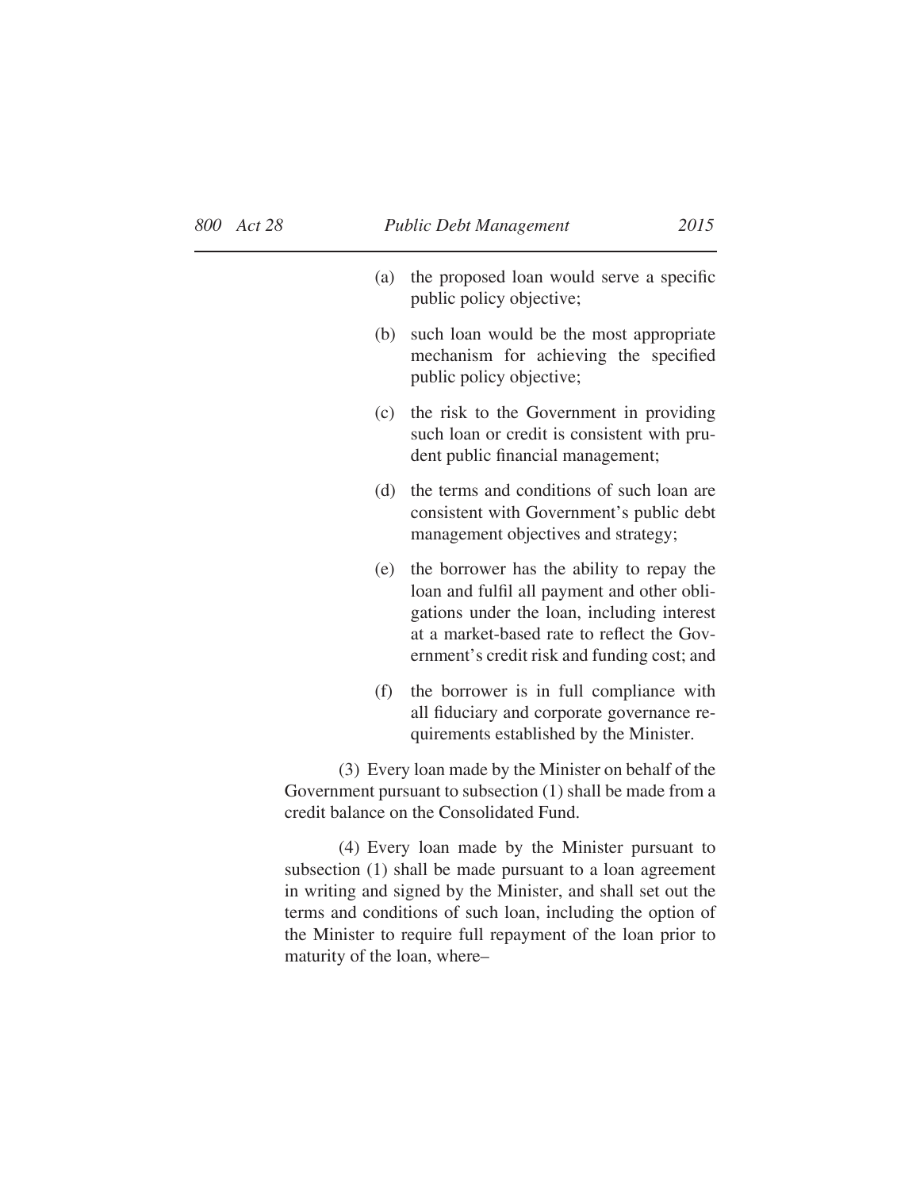(a) the proposed loan would serve a specific public policy objective;

(b) such loan would be the most appropriate mechanism for achieving the specified public policy objective;

(c) the risk to the Government in providing such loan or credit is consistent with prudent public financial management;

(d) the terms and conditions of such loan are consistent with Government's public debt management objectives and strategy;

(e) the borrower has the ability to repay the loan and fulfil all payment and other obligations under the loan, including interest at a market-based rate to reflect the Government's credit risk and funding cost; and

(f) the borrower is in full compliance with all fiduciary and corporate governance requirements established by the Minister.

(3) Every loan made by the Minister on behalf of the Government pursuant to subsection (1) shall be made from a credit balance on the Consolidated Fund.

(4) Every loan made by the Minister pursuant to subsection (1) shall be made pursuant to a loan agreement in writing and signed by the Minister, and shall set out the terms and conditions of such loan, including the option of the Minister to require full repayment of the loan prior to maturity of the loan, where–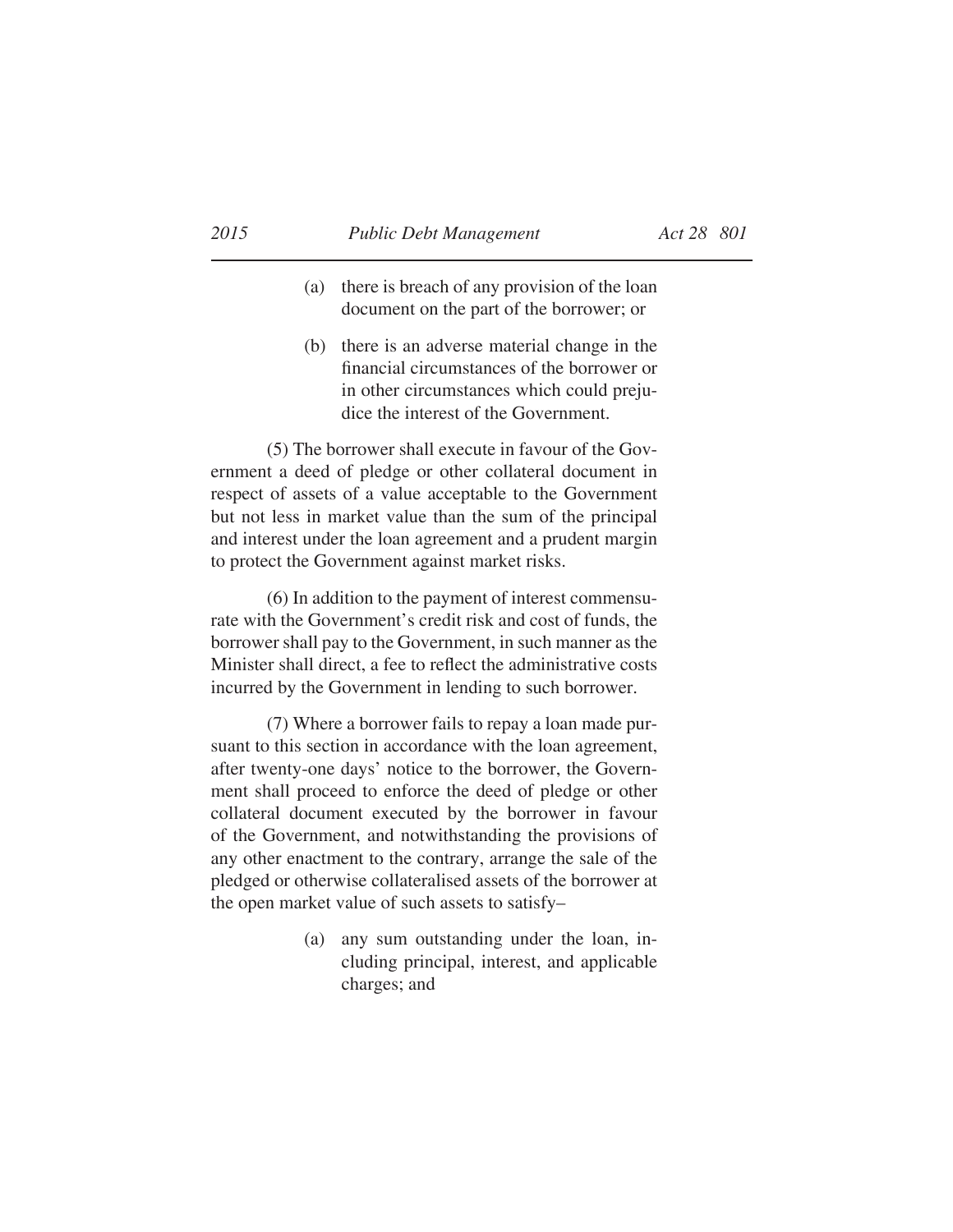(a) there is breach of any provision of the loan document on the part of the borrower; or

(b) there is an adverse material change in the financial circumstances of the borrower or in other circumstances which could prejudice the interest of the Government.

(5) The borrower shall execute in favour of the Government a deed of pledge or other collateral document in respect of assets of a value acceptable to the Government but not less in market value than the sum of the principal and interest under the loan agreement and a prudent margin to protect the Government against market risks.

(6) In addition to the payment of interest commensurate with the Government's credit risk and cost of funds, the borrower shall pay to the Government, in such manner as the Minister shall direct, a fee to reflect the administrative costs incurred by the Government in lending to such borrower.

(7) Where a borrower fails to repay a loan made pursuant to this section in accordance with the loan agreement, after twenty-one days' notice to the borrower, the Government shall proceed to enforce the deed of pledge or other collateral document executed by the borrower in favour of the Government, and notwithstanding the provisions of any other enactment to the contrary, arrange the sale of the pledged or otherwise collateralised assets of the borrower at the open market value of such assets to satisfy–

(a) any sum outstanding under the loan, including principal, interest, and applicable charges; and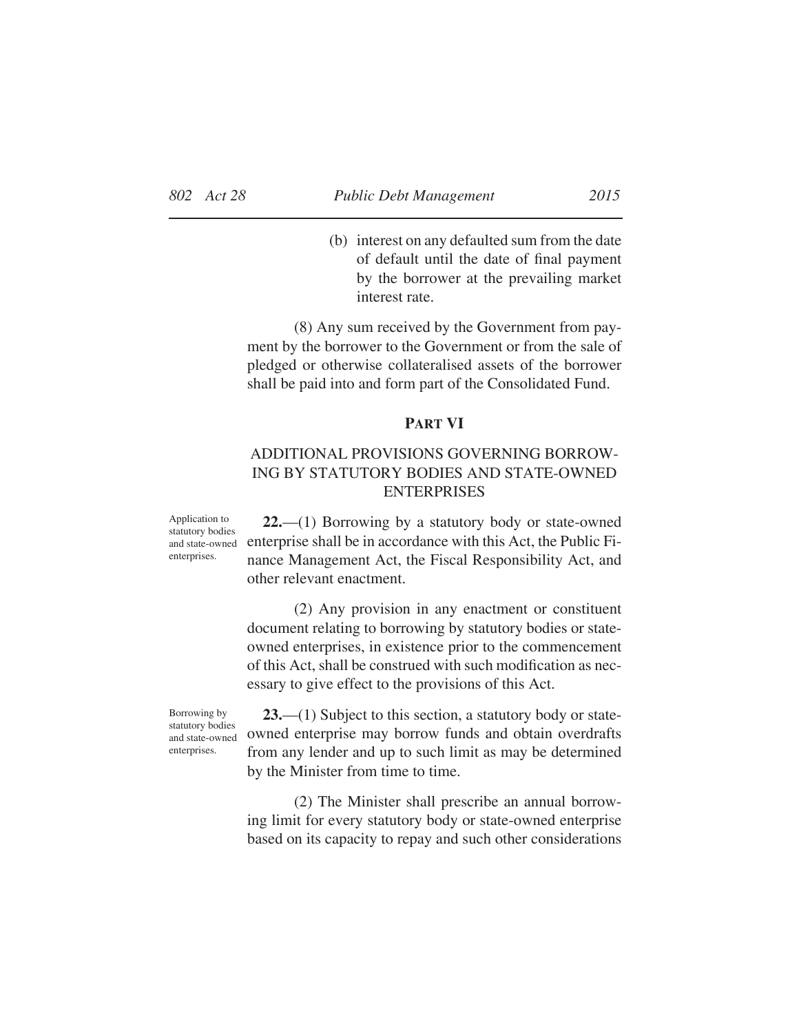(b) interest on any defaulted sum from the date of default until the date of final payment by the borrower at the prevailing market interest rate.

(8) Any sum received by the Government from payment by the borrower to the Government or from the sale of pledged or otherwise collateralised assets of the borrower shall be paid into and form part of the Consolidated Fund.

## PART VI

### ADDITIONAL PROVISIONS GOVERNING BORROWING BY STATUTORY BODIES AND STATE-OWNED ENTERPRISES

Application to statutory bodies and state-owned enterprises.

**22.**—(1) Borrowing by a statutory body or state-owned enterprise shall be in accordance with this Act, the Public Finance Management Act, the Fiscal Responsibility Act, and other relevant enactment.

(2) Any provision in any enactment or constituent document relating to borrowing by statutory bodies or state-owned enterprises, in existence prior to the commencement of this Act, shall be construed with such modification as necessary to give effect to the provisions of this Act.

Borrowing by statutory bodies and state-owned enterprises.

**23.**—(1) Subject to this section, a statutory body or state-owned enterprise may borrow funds and obtain overdrafts from any lender and up to such limit as may be determined by the Minister from time to time.

(2) The Minister shall prescribe an annual borrowing limit for every statutory body or state-owned enterprise based on its capacity to repay and such other considerations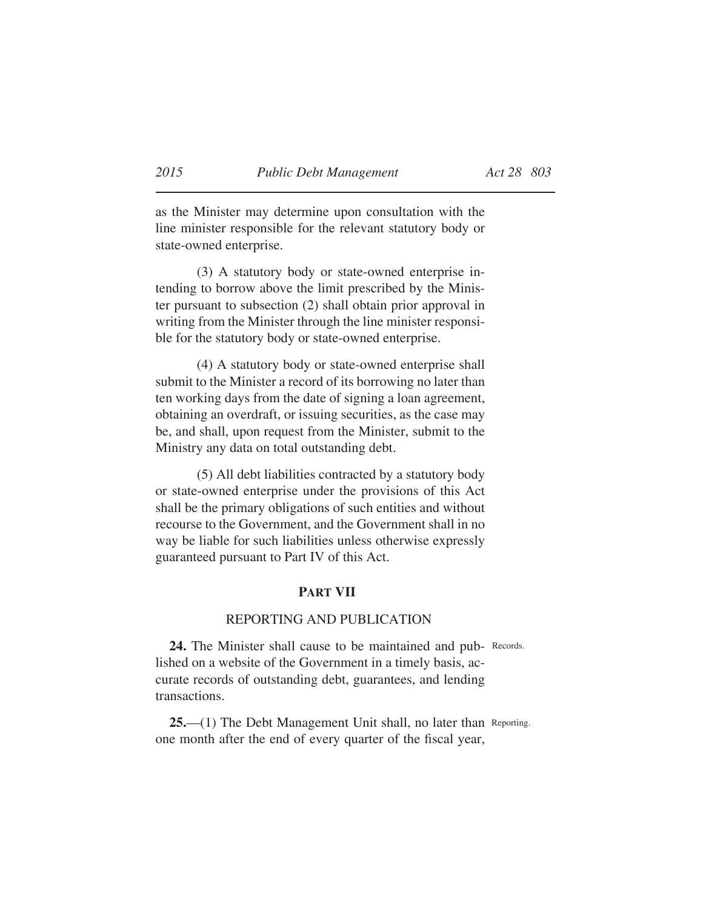as the Minister may determine upon consultation with the line minister responsible for the relevant statutory body or state-owned enterprise.

(3) A statutory body or state-owned enterprise intending to borrow above the limit prescribed by the Minister pursuant to subsection (2) shall obtain prior approval in writing from the Minister through the line minister responsible for the statutory body or state-owned enterprise.

(4) A statutory body or state-owned enterprise shall submit to the Minister a record of its borrowing no later than ten working days from the date of signing a loan agreement, obtaining an overdraft, or issuing securities, as the case may be, and shall, upon request from the Minister, submit to the Ministry any data on total outstanding debt.

(5) All debt liabilities contracted by a statutory body or state-owned enterprise under the provisions of this Act shall be the primary obligations of such entities and without recourse to the Government, and the Government shall in no way be liable for such liabilities unless otherwise expressly guaranteed pursuant to Part IV of this Act.

## PART VII

### REPORTING AND PUBLICATION

Records.

**24.** The Minister shall cause to be maintained and published on a website of the Government in a timely basis, accurate records of outstanding debt, guarantees, and lending transactions.

Reporting.

**25.**—(1) The Debt Management Unit shall, no later than one month after the end of every quarter of the fiscal year,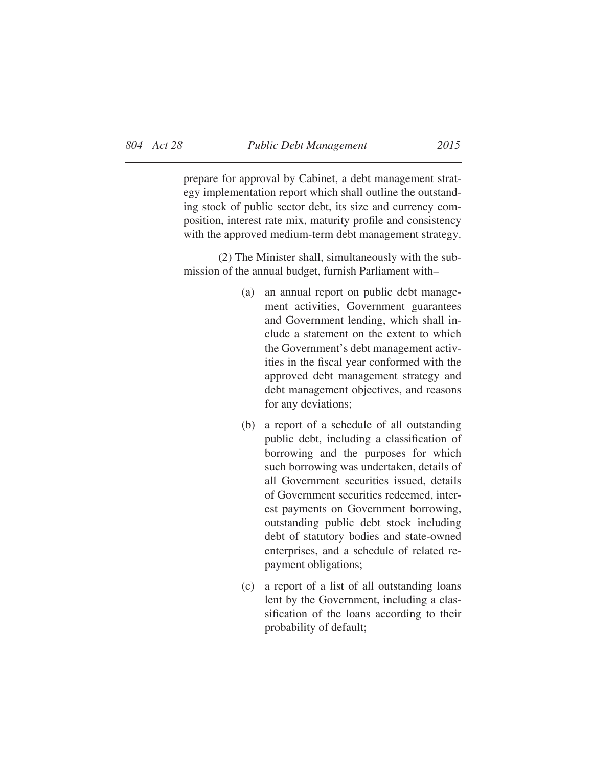prepare for approval by Cabinet, a debt management strategy implementation report which shall outline the outstanding stock of public sector debt, its size and currency composition, interest rate mix, maturity profile and consistency with the approved medium-term debt management strategy.

(2) The Minister shall, simultaneously with the submission of the annual budget, furnish Parliament with–

(a) an annual report on public debt management activities, Government guarantees and Government lending, which shall include a statement on the extent to which the Government's debt management activities in the fiscal year conformed with the approved debt management strategy and debt management objectives, and reasons for any deviations;

(b) a report of a schedule of all outstanding public debt, including a classification of borrowing and the purposes for which such borrowing was undertaken, details of all Government securities issued, details of Government securities redeemed, interest payments on Government borrowing, outstanding public debt stock including debt of statutory bodies and state-owned enterprises, and a schedule of related repayment obligations;

(c) a report of a list of all outstanding loans lent by the Government, including a classification of the loans according to their probability of default;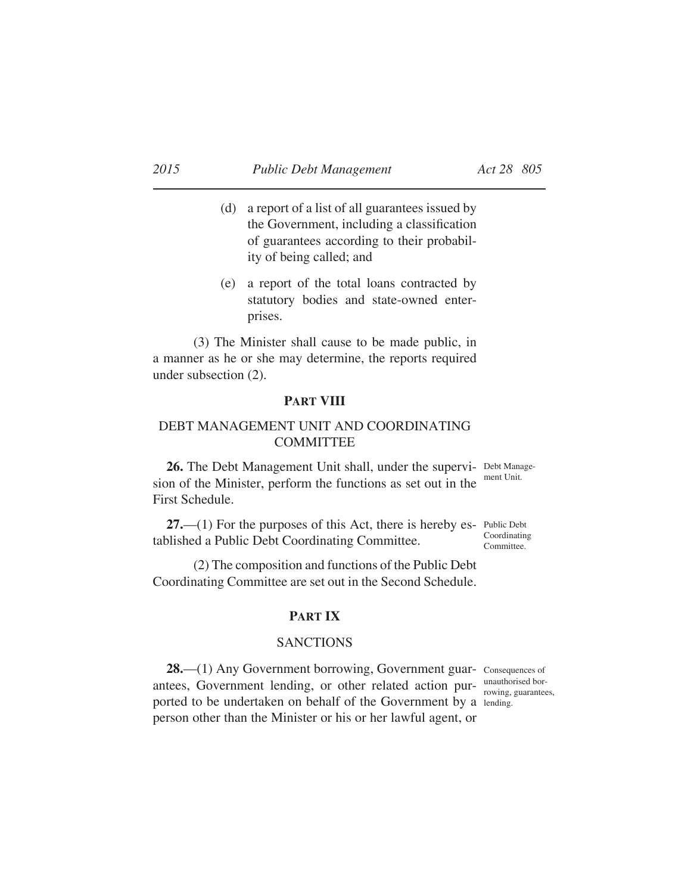(d) a report of a list of all guarantees issued by the Government, including a classification of guarantees according to their probability of being called; and

(e) a report of the total loans contracted by statutory bodies and state-owned enterprises.

(3) The Minister shall cause to be made public, in a manner as he or she may determine, the reports required under subsection (2).

## PART VIII

## DEBT MANAGEMENT UNIT AND COORDINATING COMMITTEE

Debt Management Unit.

**26.** The Debt Management Unit shall, under the supervision of the Minister, perform the functions as set out in the First Schedule.

Public Debt Coordinating Committee.

**27.**—(1) For the purposes of this Act, there is hereby established a Public Debt Coordinating Committee.

(2) The composition and functions of the Public Debt Coordinating Committee are set out in the Second Schedule.

## PART IX

## SANCTIONS

Consequences of unauthorised borrowing, guarantees, lending.

**28.**—(1) Any Government borrowing, Government guarantees, Government lending, or other related action purported to be undertaken on behalf of the Government by a person other than the Minister or his or her lawful agent, or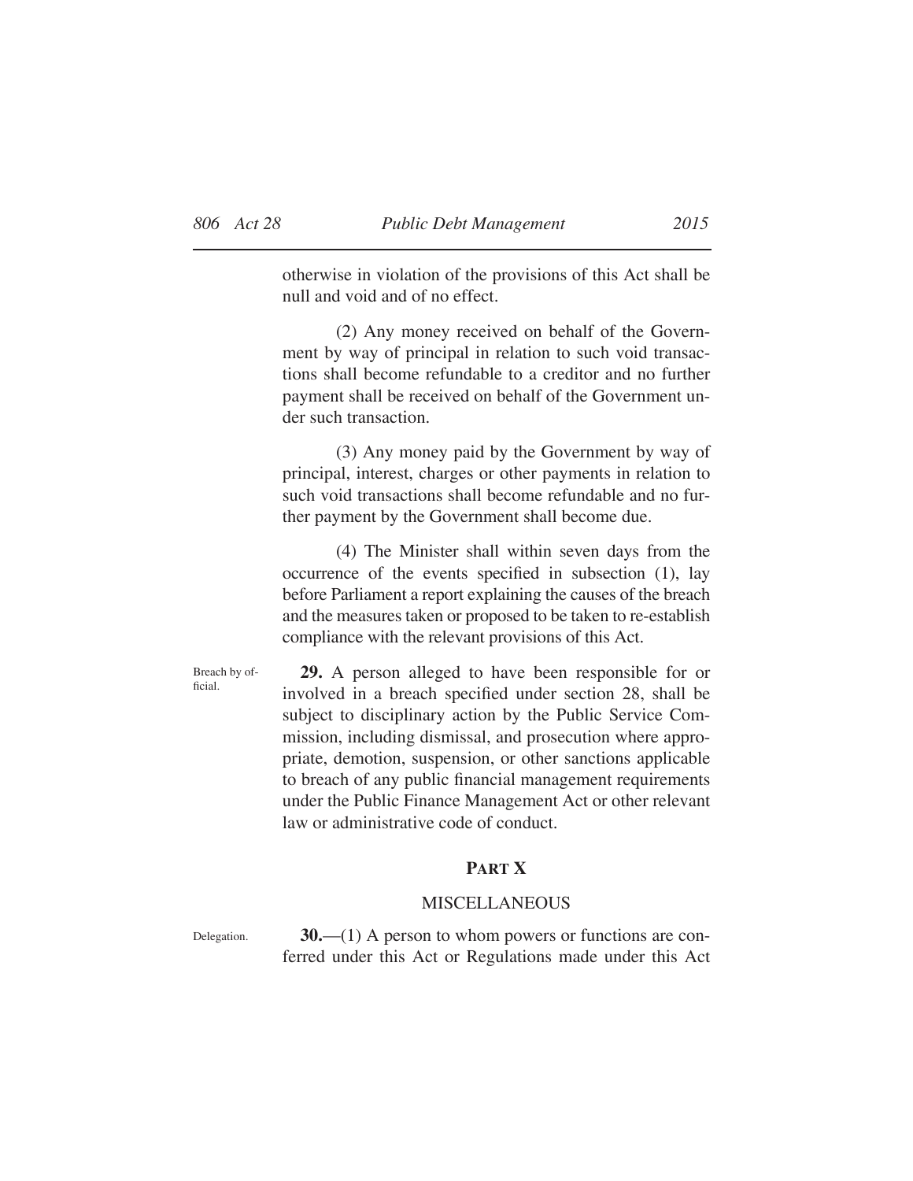otherwise in violation of the provisions of this Act shall be null and void and of no effect.

(2) Any money received on behalf of the Government by way of principal in relation to such void transactions shall become refundable to a creditor and no further payment shall be received on behalf of the Government under such transaction.

(3) Any money paid by the Government by way of principal, interest, charges or other payments in relation to such void transactions shall become refundable and no further payment by the Government shall become due.

(4) The Minister shall within seven days from the occurrence of the events specified in subsection (1), lay before Parliament a report explaining the causes of the breach and the measures taken or proposed to be taken to re-establish compliance with the relevant provisions of this Act.

Breach by official.

**29.** A person alleged to have been responsible for or involved in a breach specified under section 28, shall be subject to disciplinary action by the Public Service Commission, including dismissal, and prosecution where appropriate, demotion, suspension, or other sanctions applicable to breach of any public financial management requirements under the Public Finance Management Act or other relevant law or administrative code of conduct.

## PART X

### MISCELLANEOUS

Delegation.

**30.**—(1) A person to whom powers or functions are conferred under this Act or Regulations made under this Act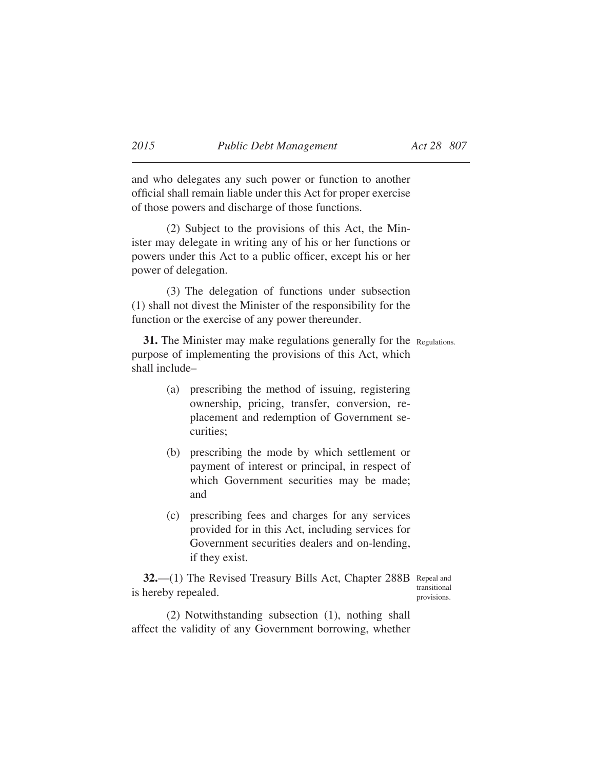and who delegates any such power or function to another official shall remain liable under this Act for proper exercise of those powers and discharge of those functions.

(2) Subject to the provisions of this Act, the Minister may delegate in writing any of his or her functions or powers under this Act to a public officer, except his or her power of delegation.

(3) The delegation of functions under subsection (1) shall not divest the Minister of the responsibility for the function or the exercise of any power thereunder.

Regulations.

**31.** The Minister may make regulations generally for the purpose of implementing the provisions of this Act, which shall include–

(a) prescribing the method of issuing, registering ownership, pricing, transfer, conversion, replacement and redemption of Government securities;

(b) prescribing the mode by which settlement or payment of interest or principal, in respect of which Government securities may be made; and

(c) prescribing fees and charges for any services provided for in this Act, including services for Government securities dealers and on-lending, if they exist.

Repeal and transitional provisions.

**32.**—(1) The Revised Treasury Bills Act, Chapter 288B is hereby repealed.

(2) Notwithstanding subsection (1), nothing shall affect the validity of any Government borrowing, whether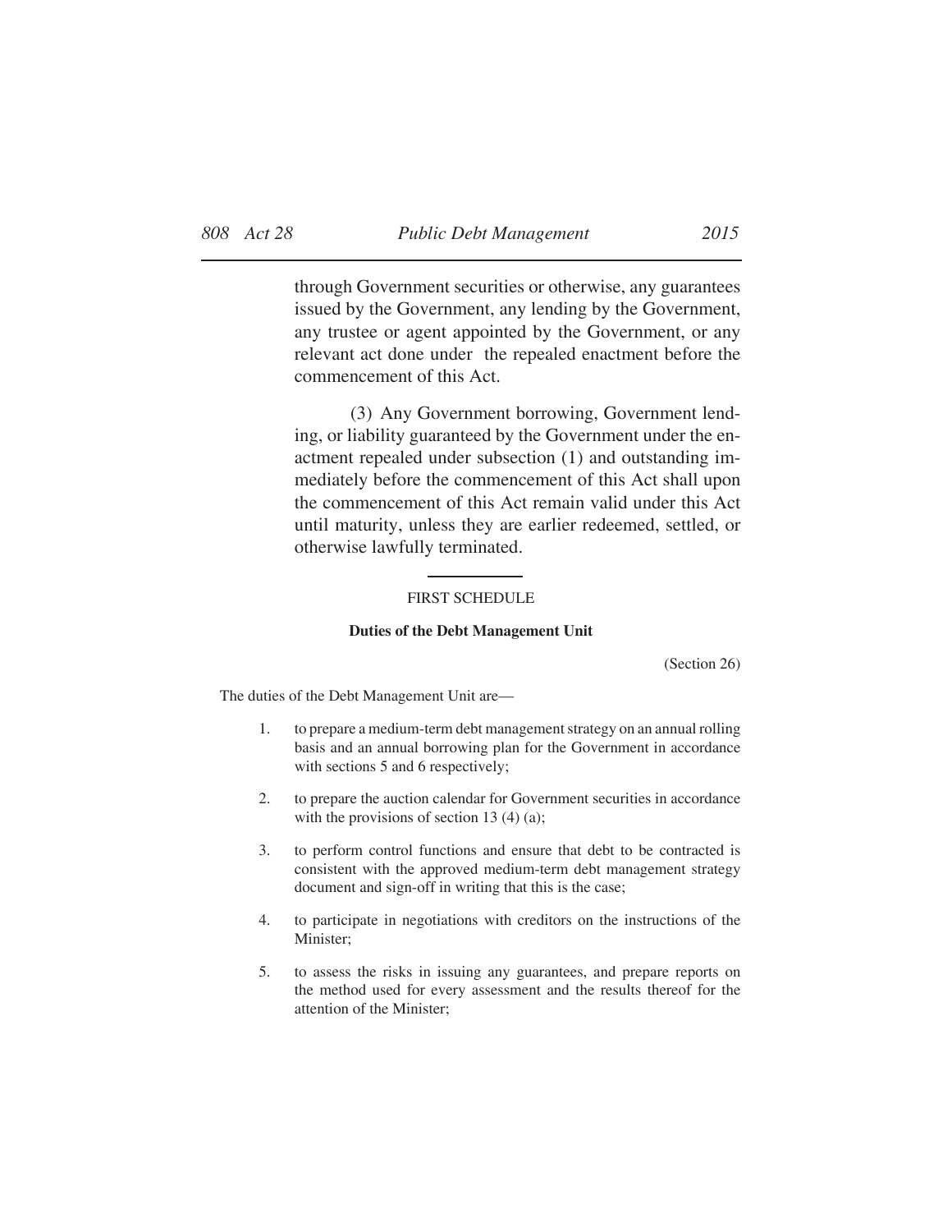through Government securities or otherwise, any guarantees issued by the Government, any lending by the Government, any trustee or agent appointed by the Government, or any relevant act done under the repealed enactment before the commencement of this Act.

(3) Any Government borrowing, Government lending, or liability guaranteed by the Government under the enactment repealed under subsection (1) and outstanding immediately before the commencement of this Act shall upon the commencement of this Act remain valid under this Act until maturity, unless they are earlier redeemed, settled, or otherwise lawfully terminated.

---

## FIRST SCHEDULE

### Duties of the Debt Management Unit

(Section 26)

The duties of the Debt Management Unit are—

1. to prepare a medium-term debt management strategy on an annual rolling basis and an annual borrowing plan for the Government in accordance with sections 5 and 6 respectively;

2. to prepare the auction calendar for Government securities in accordance with the provisions of section 13 (4) (a);

3. to perform control functions and ensure that debt to be contracted is consistent with the approved medium-term debt management strategy document and sign-off in writing that this is the case;

4. to participate in negotiations with creditors on the instructions of the Minister;

5. to assess the risks in issuing any guarantees, and prepare reports on the method used for every assessment and the results thereof for the attention of the Minister;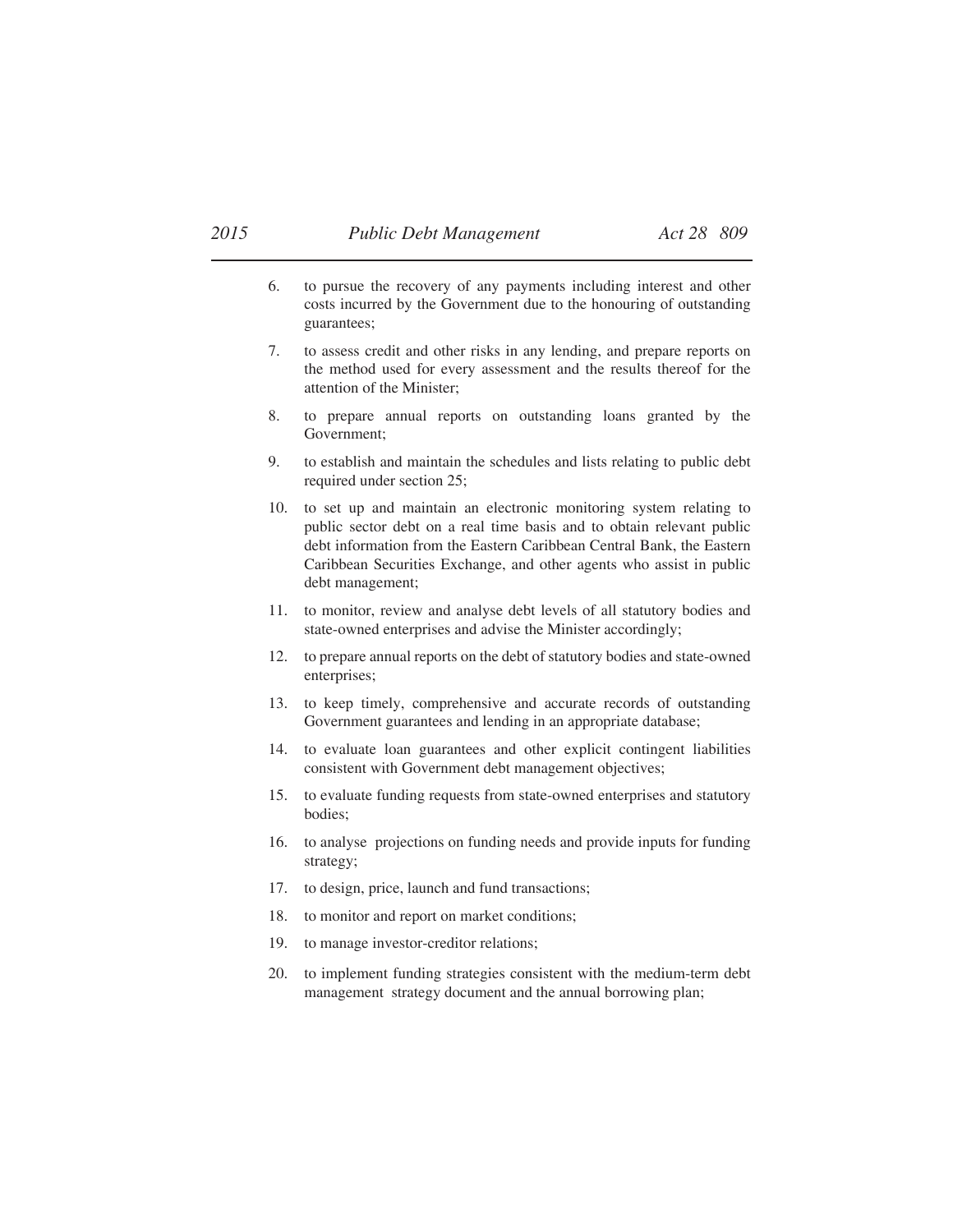6. to pursue the recovery of any payments including interest and other costs incurred by the Government due to the honouring of outstanding guarantees;

7. to assess credit and other risks in any lending, and prepare reports on the method used for every assessment and the results thereof for the attention of the Minister;

8. to prepare annual reports on outstanding loans granted by the Government;

9. to establish and maintain the schedules and lists relating to public debt required under section 25;

10. to set up and maintain an electronic monitoring system relating to public sector debt on a real time basis and to obtain relevant public debt information from the Eastern Caribbean Central Bank, the Eastern Caribbean Securities Exchange, and other agents who assist in public debt management;

11. to monitor, review and analyse debt levels of all statutory bodies and state-owned enterprises and advise the Minister accordingly;

12. to prepare annual reports on the debt of statutory bodies and state-owned enterprises;

13. to keep timely, comprehensive and accurate records of outstanding Government guarantees and lending in an appropriate database;

14. to evaluate loan guarantees and other explicit contingent liabilities consistent with Government debt management objectives;

15. to evaluate funding requests from state-owned enterprises and statutory bodies;

16. to analyse projections on funding needs and provide inputs for funding strategy;

17. to design, price, launch and fund transactions;

18. to monitor and report on market conditions;

19. to manage investor-creditor relations;

20. to implement funding strategies consistent with the medium-term debt management strategy document and the annual borrowing plan;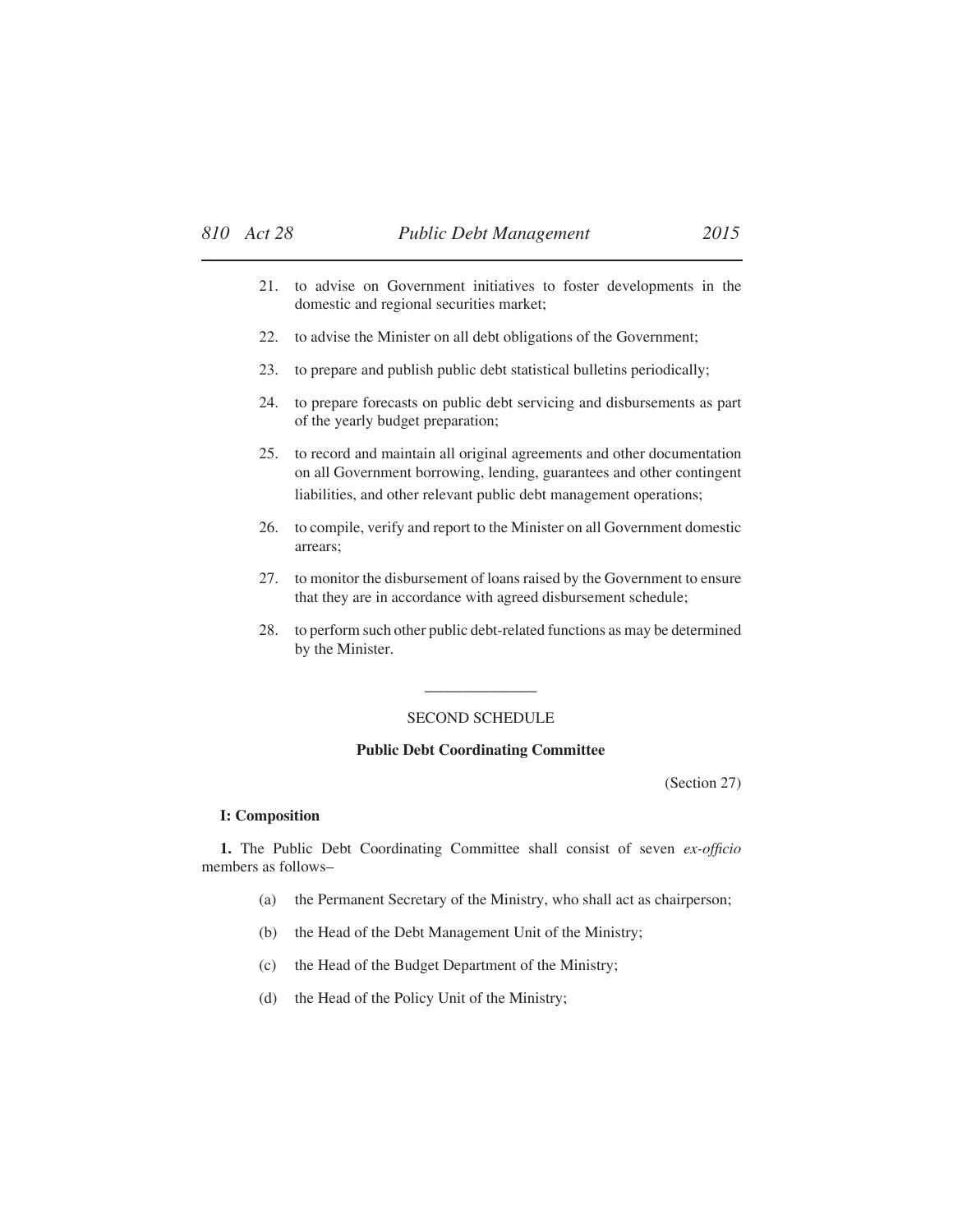21. to advise on Government initiatives to foster developments in the domestic and regional securities market;

22. to advise the Minister on all debt obligations of the Government;

23. to prepare and publish public debt statistical bulletins periodically;

24. to prepare forecasts on public debt servicing and disbursements as part of the yearly budget preparation;

25. to record and maintain all original agreements and other documentation on all Government borrowing, lending, guarantees and other contingent liabilities, and other relevant public debt management operations;

26. to compile, verify and report to the Minister on all Government domestic arrears;

27. to monitor the disbursement of loans raised by the Government to ensure that they are in accordance with agreed disbursement schedule;

28. to perform such other public debt-related functions as may be determined by the Minister.

---

## SECOND SCHEDULE

### Public Debt Coordinating Committee

(Section 27)

**I: Composition**

**1.** The Public Debt Coordinating Committee shall consist of seven *ex-officio* members as follows–

(a) the Permanent Secretary of the Ministry, who shall act as chairperson;

(b) the Head of the Debt Management Unit of the Ministry;

(c) the Head of the Budget Department of the Ministry;

(d) the Head of the Policy Unit of the Ministry;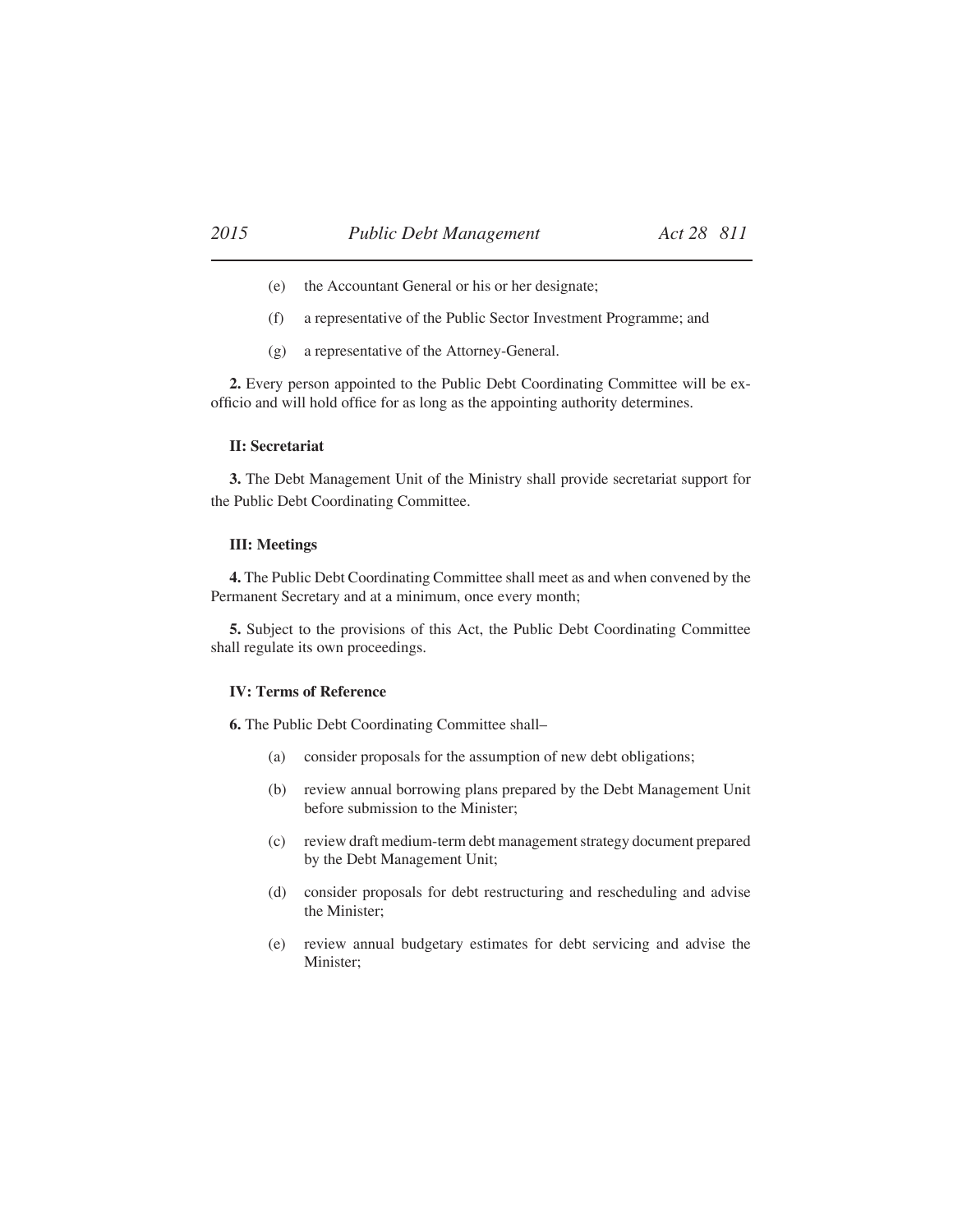(e) the Accountant General or his or her designate;

(f) a representative of the Public Sector Investment Programme; and

(g) a representative of the Attorney-General.

**2.** Every person appointed to the Public Debt Coordinating Committee will be ex-officio and will hold office for as long as the appointing authority determines.

**II: Secretariat**

**3.** The Debt Management Unit of the Ministry shall provide secretariat support for the Public Debt Coordinating Committee.

**III: Meetings**

**4.** The Public Debt Coordinating Committee shall meet as and when convened by the Permanent Secretary and at a minimum, once every month;

**5.** Subject to the provisions of this Act, the Public Debt Coordinating Committee shall regulate its own proceedings.

**IV: Terms of Reference**

**6.** The Public Debt Coordinating Committee shall–

(a) consider proposals for the assumption of new debt obligations;

(b) review annual borrowing plans prepared by the Debt Management Unit before submission to the Minister;

(c) review draft medium-term debt management strategy document prepared by the Debt Management Unit;

(d) consider proposals for debt restructuring and rescheduling and advise the Minister;

(e) review annual budgetary estimates for debt servicing and advise the Minister;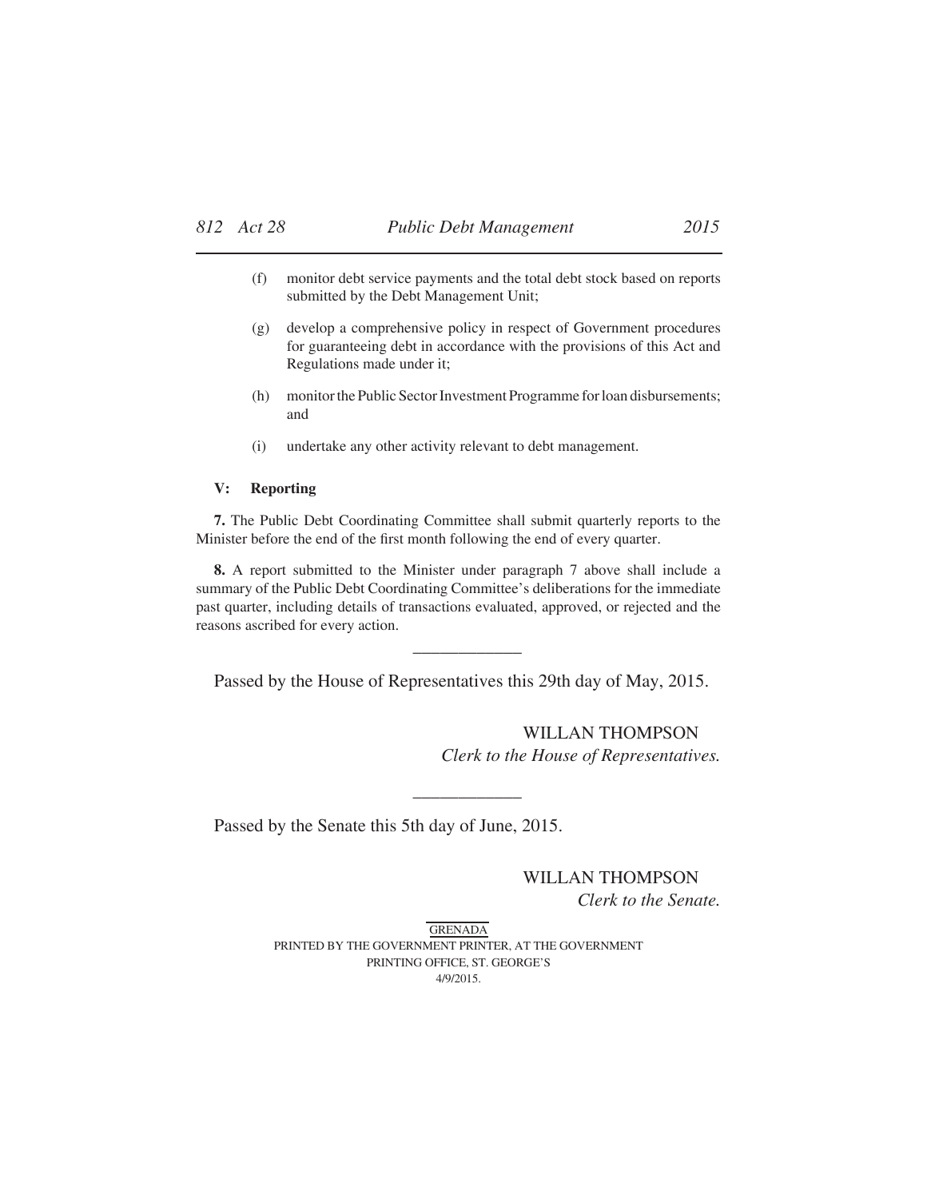(f) monitor debt service payments and the total debt stock based on reports submitted by the Debt Management Unit;

(g) develop a comprehensive policy in respect of Government procedures for guaranteeing debt in accordance with the provisions of this Act and Regulations made under it;

(h) monitor the Public Sector Investment Programme for loan disbursements; and

(i) undertake any other activity relevant to debt management.

**V: Reporting**

**7.** The Public Debt Coordinating Committee shall submit quarterly reports to the Minister before the end of the first month following the end of every quarter.

**8.** A report submitted to the Minister under paragraph 7 above shall include a summary of the Public Debt Coordinating Committee's deliberations for the immediate past quarter, including details of transactions evaluated, approved, or rejected and the reasons ascribed for every action.

---

Passed by the House of Representatives this 29th day of May, 2015.

WILLAN THOMPSON
*Clerk to the House of Representatives.*

---

Passed by the Senate this 5th day of June, 2015.

WILLAN THOMPSON
*Clerk to the Senate.*

GRENADA
PRINTED BY THE GOVERNMENT PRINTER, AT THE GOVERNMENT PRINTING OFFICE, ST. GEORGE'S
4/9/2015.